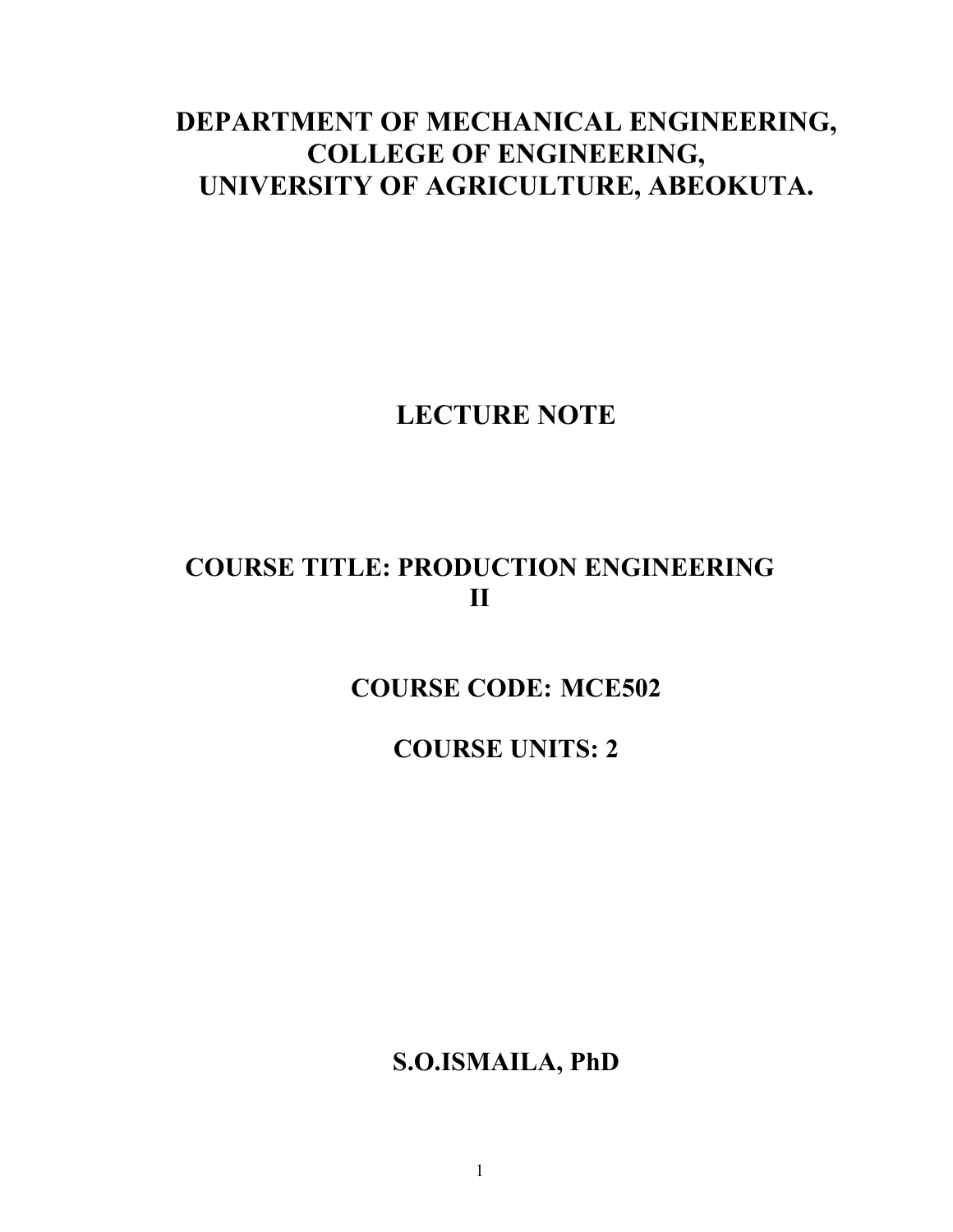# DEPARTMENT OF MECHANICAL ENGINEERING, COLLEGE OF ENGINEERING, UNIVERSITY OF AGRICULTURE, ABEOKUTA.

## LECTURE NOTE

## COURSE TITLE: PRODUCTION ENGINEERING II

## COURSE CODE: MCE502

## COURSE UNITS: 2

## S.O.ISMAILA, PhD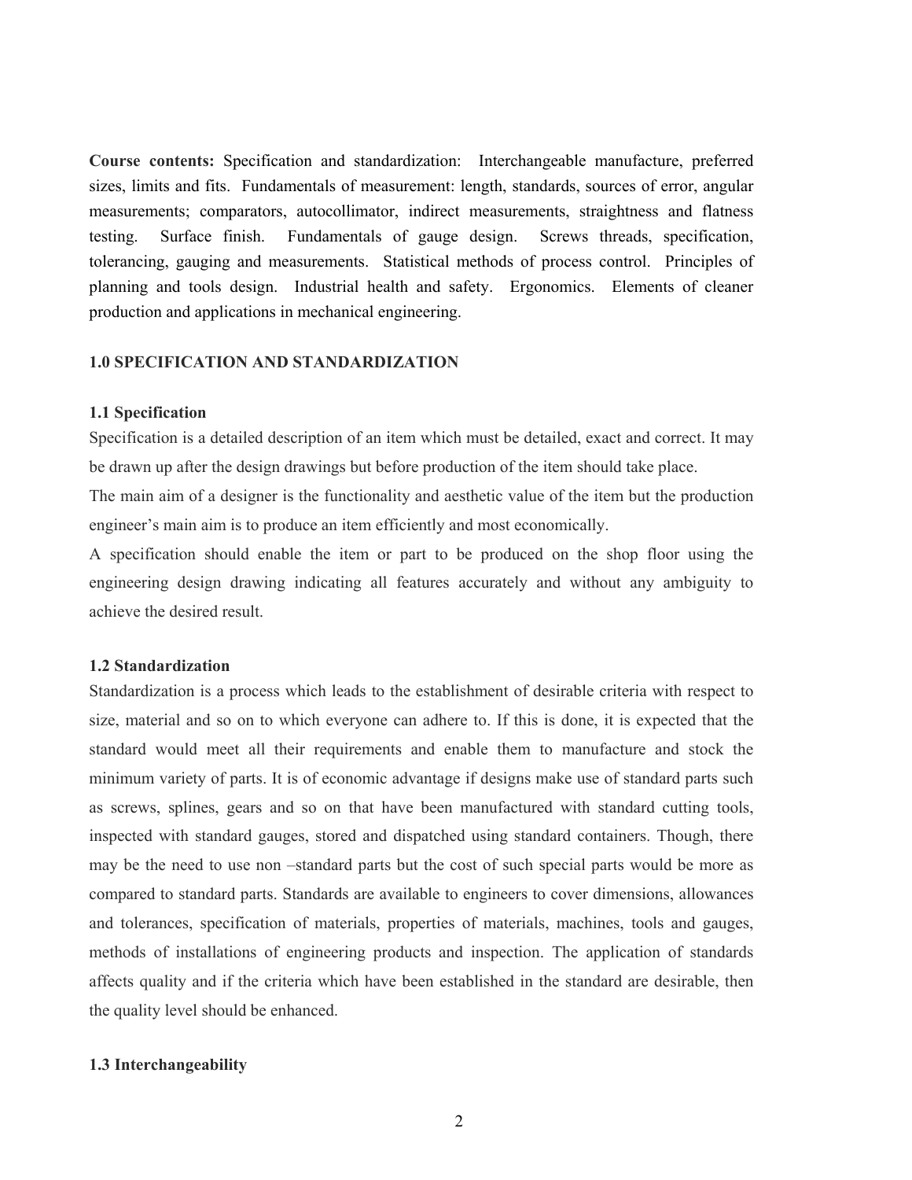**Course contents:** Specification and standardization: Interchangeable manufacture, preferred sizes, limits and fits. Fundamentals of measurement: length, standards, sources of error, angular measurements; comparators, autocollimator, indirect measurements, straightness and flatness testing. Surface finish. Fundamentals of gauge design. Screws threads, specification, tolerancing, gauging and measurements. Statistical methods of process control. Principles of planning and tools design. Industrial health and safety. Ergonomics. Elements of cleaner production and applications in mechanical engineering.

## 1.0 SPECIFICATION AND STANDARDIZATION

### 1.1 Specification

Specification is a detailed description of an item which must be detailed, exact and correct. It may be drawn up after the design drawings but before production of the item should take place.

The main aim of a designer is the functionality and aesthetic value of the item but the production engineer's main aim is to produce an item efficiently and most economically.

A specification should enable the item or part to be produced on the shop floor using the engineering design drawing indicating all features accurately and without any ambiguity to achieve the desired result.

### 1.2 Standardization

Standardization is a process which leads to the establishment of desirable criteria with respect to size, material and so on to which everyone can adhere to. If this is done, it is expected that the standard would meet all their requirements and enable them to manufacture and stock the minimum variety of parts. It is of economic advantage if designs make use of standard parts such as screws, splines, gears and so on that have been manufactured with standard cutting tools, inspected with standard gauges, stored and dispatched using standard containers. Though, there may be the need to use non –standard parts but the cost of such special parts would be more as compared to standard parts. Standards are available to engineers to cover dimensions, allowances and tolerances, specification of materials, properties of materials, machines, tools and gauges, methods of installations of engineering products and inspection. The application of standards affects quality and if the criteria which have been established in the standard are desirable, then the quality level should be enhanced.

### 1.3 Interchangeability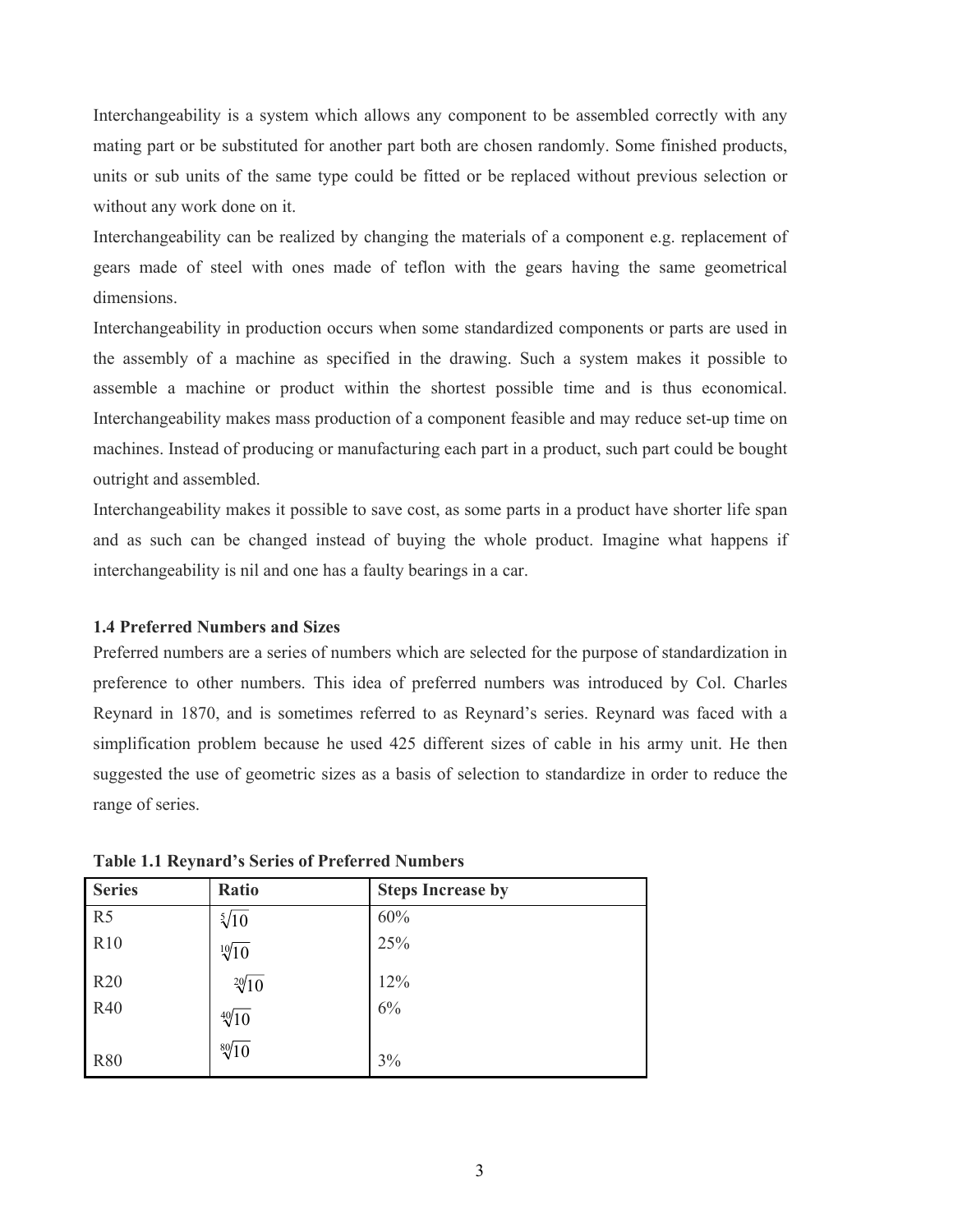Interchangeability is a system which allows any component to be assembled correctly with any mating part or be substituted for another part both are chosen randomly. Some finished products, units or sub units of the same type could be fitted or be replaced without previous selection or without any work done on it.

Interchangeability can be realized by changing the materials of a component e.g. replacement of gears made of steel with ones made of teflon with the gears having the same geometrical dimensions.

Interchangeability in production occurs when some standardized components or parts are used in the assembly of a machine as specified in the drawing. Such a system makes it possible to assemble a machine or product within the shortest possible time and is thus economical. Interchangeability makes mass production of a component feasible and may reduce set-up time on machines. Instead of producing or manufacturing each part in a product, such part could be bought outright and assembled.

Interchangeability makes it possible to save cost, as some parts in a product have shorter life span and as such can be changed instead of buying the whole product. Imagine what happens if interchangeability is nil and one has a faulty bearings in a car.

### 1.4 Preferred Numbers and Sizes

Preferred numbers are a series of numbers which are selected for the purpose of standardization in preference to other numbers. This idea of preferred numbers was introduced by Col. Charles Reynard in 1870, and is sometimes referred to as Reynard's series. Reynard was faced with a simplification problem because he used 425 different sizes of cable in his army unit. He then suggested the use of geometric sizes as a basis of selection to standardize in order to reduce the range of series.

**Table 1.1 Reynard's Series of Preferred Numbers**

| Series | Ratio | Steps Increase by |
|---|---|---|
| R5 | $\sqrt[5]{10}$ | 60% |
| R10 | $\sqrt[10]{10}$ | 25% |
| R20 | $\sqrt[20]{10}$ | 12% |
| R40 | $\sqrt[40]{10}$ | 6% |
| R80 | $\sqrt[80]{10}$ | 3% |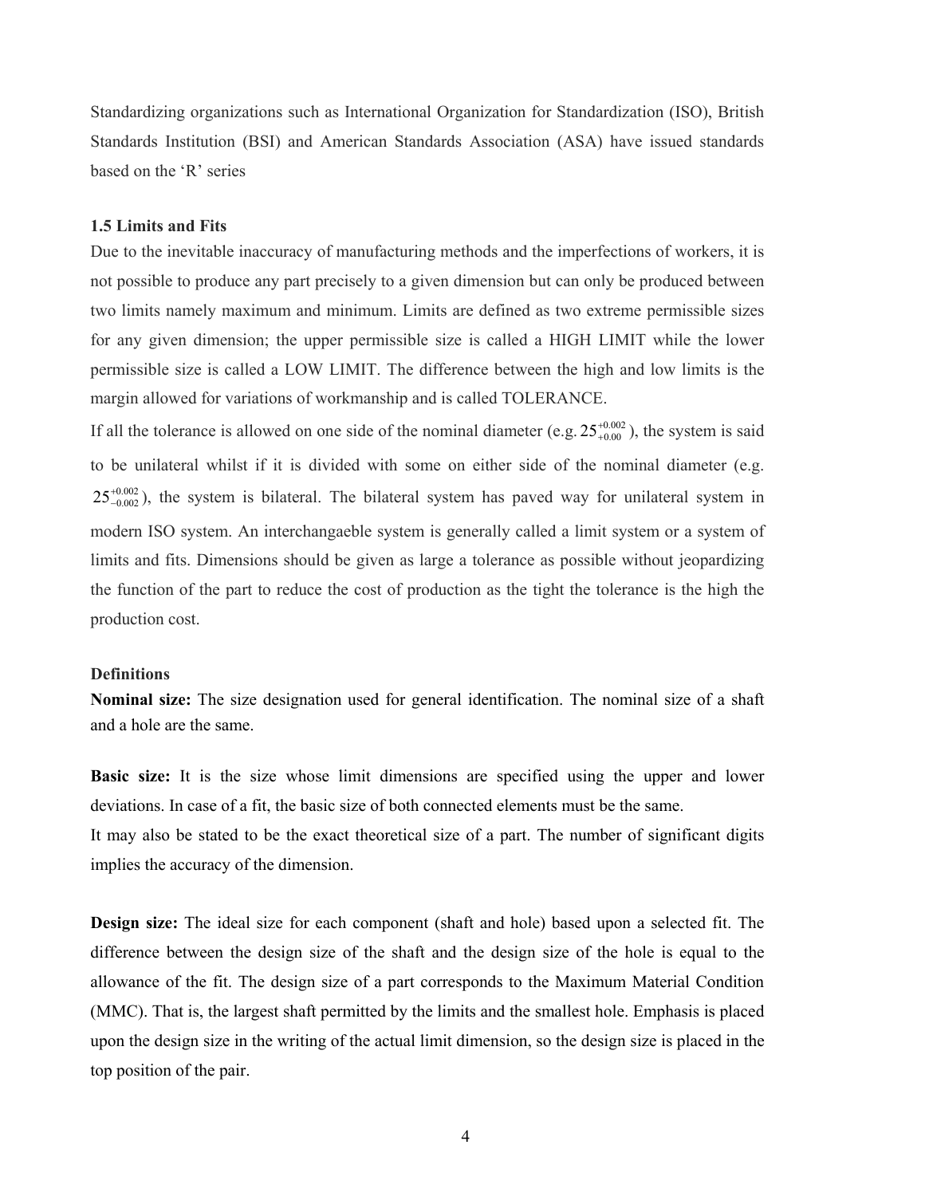Standardizing organizations such as International Organization for Standardization (ISO), British Standards Institution (BSI) and American Standards Association (ASA) have issued standards based on the 'R' series

### 1.5 Limits and Fits

Due to the inevitable inaccuracy of manufacturing methods and the imperfections of workers, it is not possible to produce any part precisely to a given dimension but can only be produced between two limits namely maximum and minimum. Limits are defined as two extreme permissible sizes for any given dimension; the upper permissible size is called a HIGH LIMIT while the lower permissible size is called a LOW LIMIT. The difference between the high and low limits is the margin allowed for variations of workmanship and is called TOLERANCE.

If all the tolerance is allowed on one side of the nominal diameter (e.g. $25^{+0.002}_{+0.00}$), the system is said to be unilateral whilst if it is divided with some on either side of the nominal diameter (e.g. $25^{+0.002}_{-0.002}$), the system is bilateral. The bilateral system has paved way for unilateral system in modern ISO system. An interchangaeble system is generally called a limit system or a system of limits and fits. Dimensions should be given as large a tolerance as possible without jeopardizing the function of the part to reduce the cost of production as the tight the tolerance is the high the production cost.

**Definitions**

**Nominal size:** The size designation used for general identification. The nominal size of a shaft and a hole are the same.

**Basic size:** It is the size whose limit dimensions are specified using the upper and lower deviations. In case of a fit, the basic size of both connected elements must be the same.
It may also be stated to be the exact theoretical size of a part. The number of significant digits implies the accuracy of the dimension.

**Design size:** The ideal size for each component (shaft and hole) based upon a selected fit. The difference between the design size of the shaft and the design size of the hole is equal to the allowance of the fit. The design size of a part corresponds to the Maximum Material Condition (MMC). That is, the largest shaft permitted by the limits and the smallest hole. Emphasis is placed upon the design size in the writing of the actual limit dimension, so the design size is placed in the top position of the pair.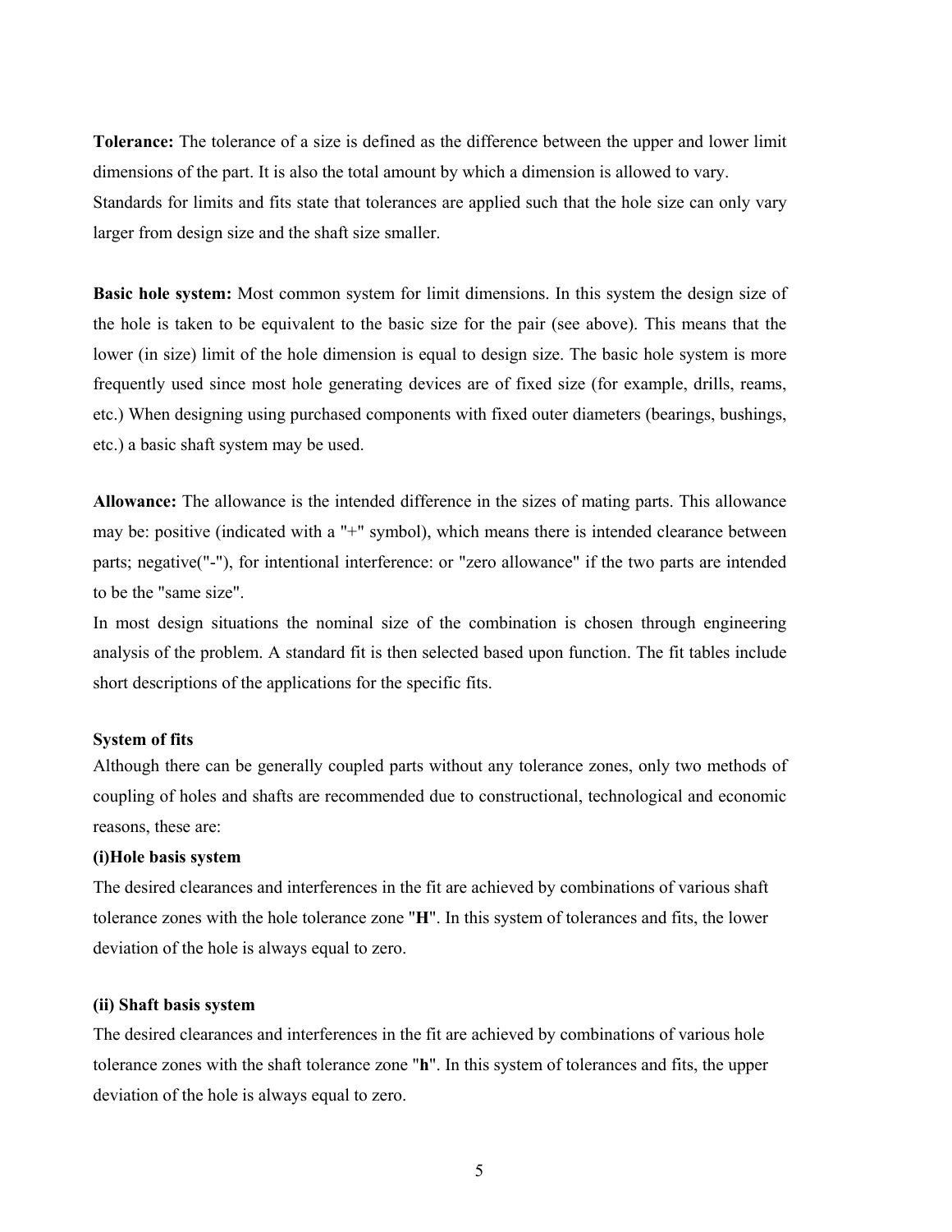**Tolerance:** The tolerance of a size is defined as the difference between the upper and lower limit dimensions of the part. It is also the total amount by which a dimension is allowed to vary. Standards for limits and fits state that tolerances are applied such that the hole size can only vary larger from design size and the shaft size smaller.

**Basic hole system:** Most common system for limit dimensions. In this system the design size of the hole is taken to be equivalent to the basic size for the pair (see above). This means that the lower (in size) limit of the hole dimension is equal to design size. The basic hole system is more frequently used since most hole generating devices are of fixed size (for example, drills, reams, etc.) When designing using purchased components with fixed outer diameters (bearings, bushings, etc.) a basic shaft system may be used.

**Allowance:** The allowance is the intended difference in the sizes of mating parts. This allowance may be: positive (indicated with a "+" symbol), which means there is intended clearance between parts; negative("-"), for intentional interference: or "zero allowance" if the two parts are intended to be the "same size".

In most design situations the nominal size of the combination is chosen through engineering analysis of the problem. A standard fit is then selected based upon function. The fit tables include short descriptions of the applications for the specific fits.

**System of fits**

Although there can be generally coupled parts without any tolerance zones, only two methods of coupling of holes and shafts are recommended due to constructional, technological and economic reasons, these are:

**(i)Hole basis system**

The desired clearances and interferences in the fit are achieved by combinations of various shaft tolerance zones with the hole tolerance zone "**H**". In this system of tolerances and fits, the lower deviation of the hole is always equal to zero.

**(ii) Shaft basis system**

The desired clearances and interferences in the fit are achieved by combinations of various hole tolerance zones with the shaft tolerance zone "**h**". In this system of tolerances and fits, the upper deviation of the hole is always equal to zero.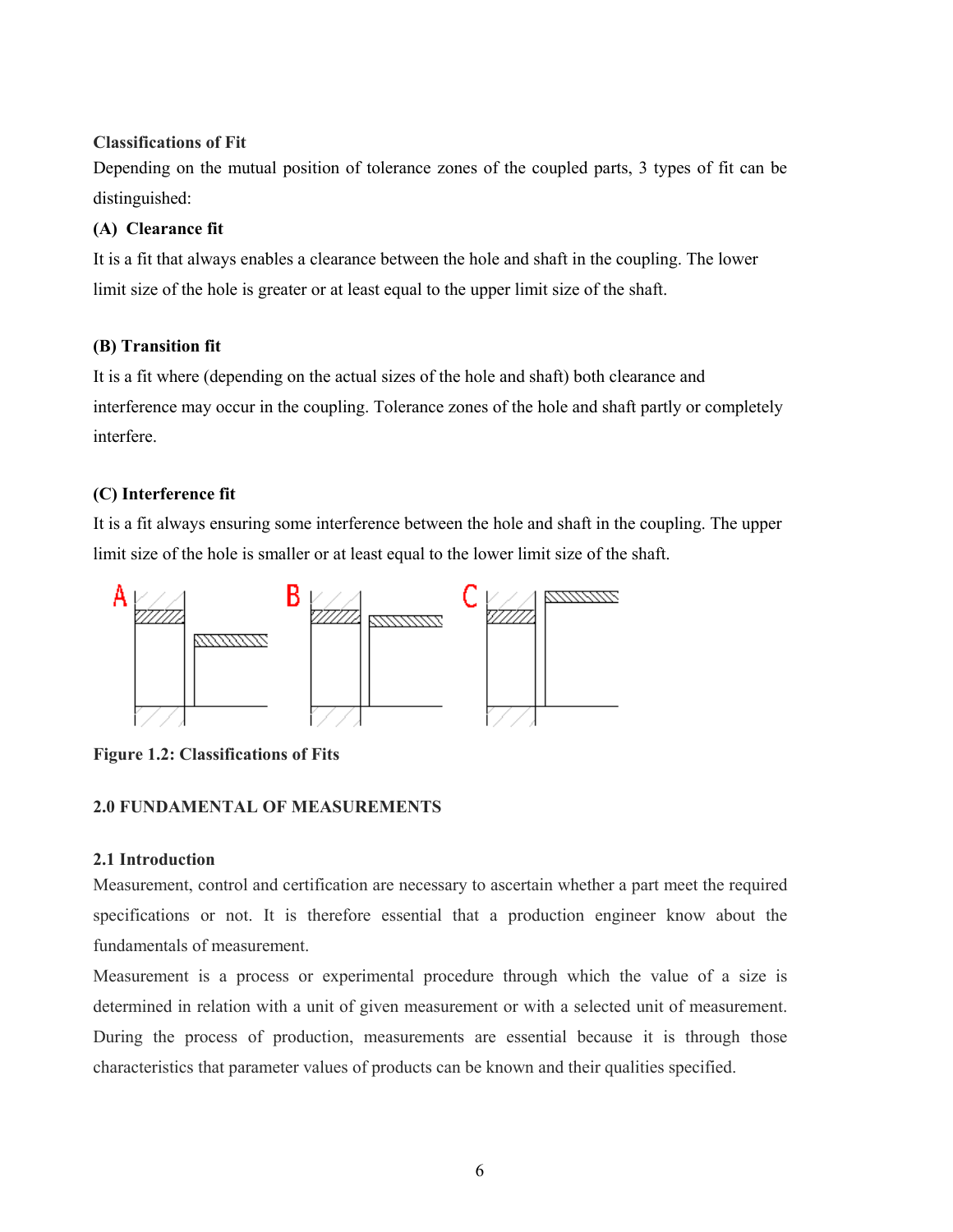**Classifications of Fit**

Depending on the mutual position of tolerance zones of the coupled parts, 3 types of fit can be distinguished:

**(A) Clearance fit**

It is a fit that always enables a clearance between the hole and shaft in the coupling. The lower limit size of the hole is greater or at least equal to the upper limit size of the shaft.

**(B) Transition fit**

It is a fit where (depending on the actual sizes of the hole and shaft) both clearance and interference may occur in the coupling. Tolerance zones of the hole and shaft partly or completely interfere.

**(C) Interference fit**

It is a fit always ensuring some interference between the hole and shaft in the coupling. The upper limit size of the hole is smaller or at least equal to the lower limit size of the shaft.

**Figure 1.2: Classifications of Fits**

## 2.0 FUNDAMENTAL OF MEASUREMENTS

### 2.1 Introduction

Measurement, control and certification are necessary to ascertain whether a part meet the required specifications or not. It is therefore essential that a production engineer know about the fundamentals of measurement.

Measurement is a process or experimental procedure through which the value of a size is determined in relation with a unit of given measurement or with a selected unit of measurement. During the process of production, measurements are essential because it is through those characteristics that parameter values of products can be known and their qualities specified.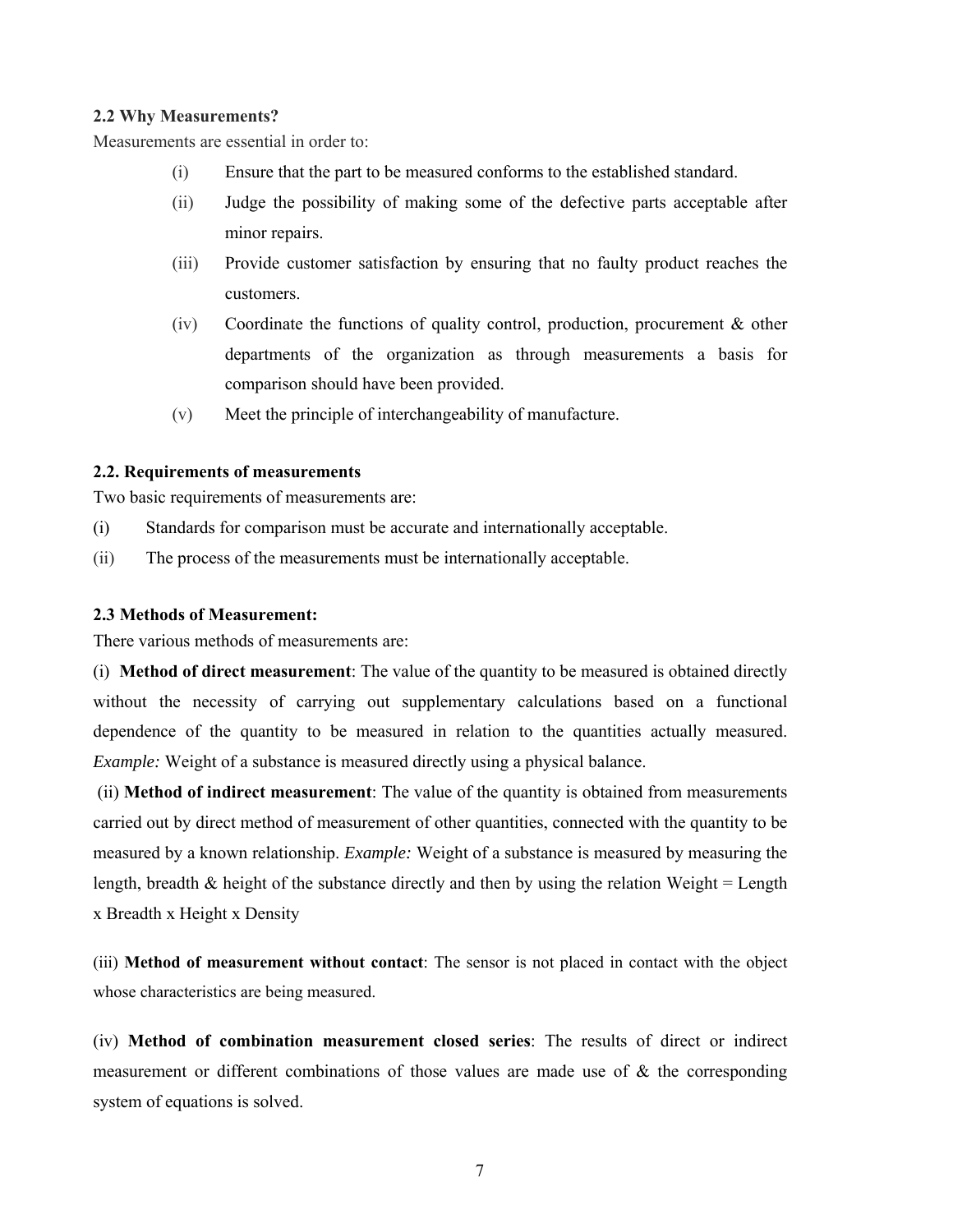**2.2 Why Measurements?**

Measurements are essential in order to:

(i) Ensure that the part to be measured conforms to the established standard.

(ii) Judge the possibility of making some of the defective parts acceptable after minor repairs.

(iii) Provide customer satisfaction by ensuring that no faulty product reaches the customers.

(iv) Coordinate the functions of quality control, production, procurement & other departments of the organization as through measurements a basis for comparison should have been provided.

(v) Meet the principle of interchangeability of manufacture.

**2.2. Requirements of measurements**

Two basic requirements of measurements are:

(i) Standards for comparison must be accurate and internationally acceptable.

(ii) The process of the measurements must be internationally acceptable.

**2.3 Methods of Measurement:**

There various methods of measurements are:

(i) **Method of direct measurement**: The value of the quantity to be measured is obtained directly without the necessity of carrying out supplementary calculations based on a functional dependence of the quantity to be measured in relation to the quantities actually measured. *Example:* Weight of a substance is measured directly using a physical balance.

(ii) **Method of indirect measurement**: The value of the quantity is obtained from measurements carried out by direct method of measurement of other quantities, connected with the quantity to be measured by a known relationship. *Example:* Weight of a substance is measured by measuring the length, breadth & height of the substance directly and then by using the relation Weight = Length x Breadth x Height x Density

(iii) **Method of measurement without contact**: The sensor is not placed in contact with the object whose characteristics are being measured.

(iv) **Method of combination measurement closed series**: The results of direct or indirect measurement or different combinations of those values are made use of & the corresponding system of equations is solved.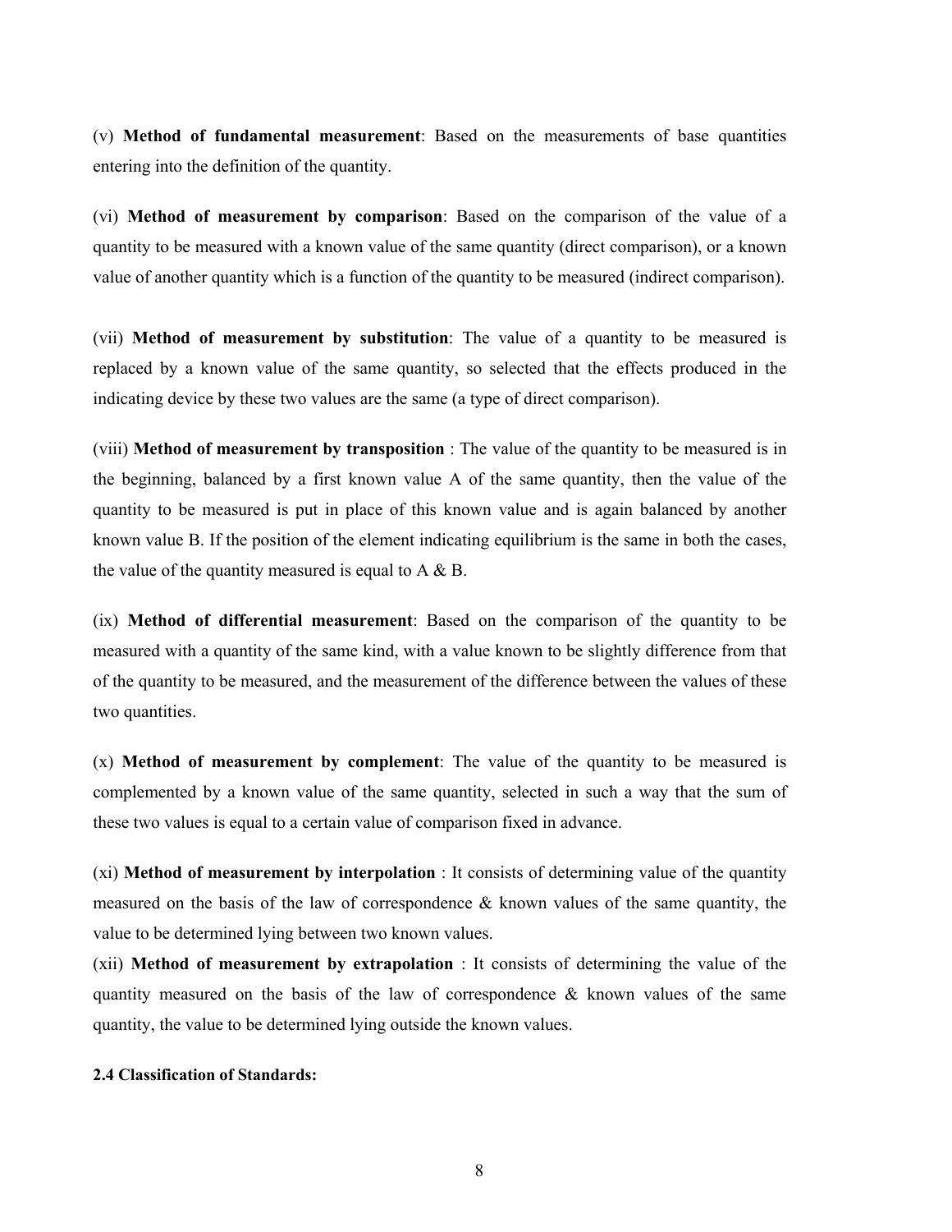(v) **Method of fundamental measurement**: Based on the measurements of base quantities entering into the definition of the quantity.

(vi) **Method of measurement by comparison**: Based on the comparison of the value of a quantity to be measured with a known value of the same quantity (direct comparison), or a known value of another quantity which is a function of the quantity to be measured (indirect comparison).

(vii) **Method of measurement by substitution**: The value of a quantity to be measured is replaced by a known value of the same quantity, so selected that the effects produced in the indicating device by these two values are the same (a type of direct comparison).

(viii) **Method of measurement by transposition** : The value of the quantity to be measured is in the beginning, balanced by a first known value A of the same quantity, then the value of the quantity to be measured is put in place of this known value and is again balanced by another known value B. If the position of the element indicating equilibrium is the same in both the cases, the value of the quantity measured is equal to A & B.

(ix) **Method of differential measurement**: Based on the comparison of the quantity to be measured with a quantity of the same kind, with a value known to be slightly difference from that of the quantity to be measured, and the measurement of the difference between the values of these two quantities.

(x) **Method of measurement by complement**: The value of the quantity to be measured is complemented by a known value of the same quantity, selected in such a way that the sum of these two values is equal to a certain value of comparison fixed in advance.

(xi) **Method of measurement by interpolation** : It consists of determining value of the quantity measured on the basis of the law of correspondence & known values of the same quantity, the value to be determined lying between two known values.

(xii) **Method of measurement by extrapolation** : It consists of determining the value of the quantity measured on the basis of the law of correspondence & known values of the same quantity, the value to be determined lying outside the known values.

**2.4 Classification of Standards:**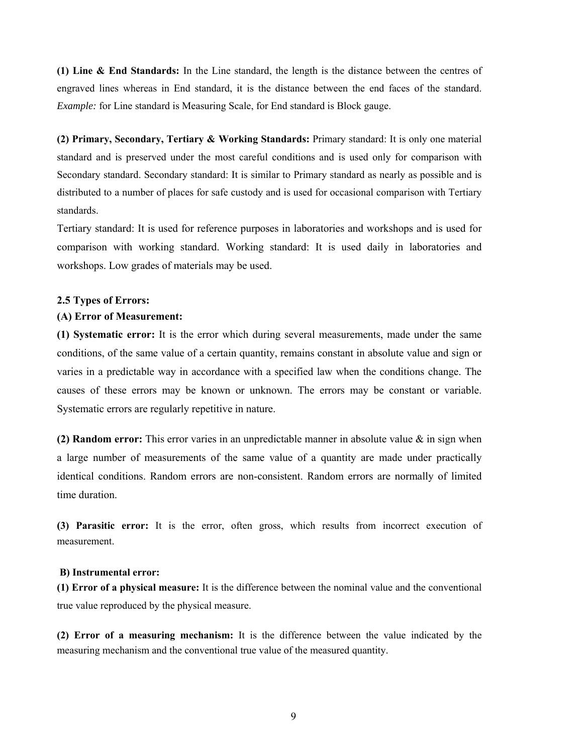**(1) Line & End Standards:** In the Line standard, the length is the distance between the centres of engraved lines whereas in End standard, it is the distance between the end faces of the standard. *Example:* for Line standard is Measuring Scale, for End standard is Block gauge.

**(2) Primary, Secondary, Tertiary & Working Standards:** Primary standard: It is only one material standard and is preserved under the most careful conditions and is used only for comparison with Secondary standard. Secondary standard: It is similar to Primary standard as nearly as possible and is distributed to a number of places for safe custody and is used for occasional comparison with Tertiary standards.

Tertiary standard: It is used for reference purposes in laboratories and workshops and is used for comparison with working standard. Working standard: It is used daily in laboratories and workshops. Low grades of materials may be used.

### 2.5 Types of Errors:

#### (A) Error of Measurement:

**(1) Systematic error:** It is the error which during several measurements, made under the same conditions, of the same value of a certain quantity, remains constant in absolute value and sign or varies in a predictable way in accordance with a specified law when the conditions change. The causes of these errors may be known or unknown. The errors may be constant or variable. Systematic errors are regularly repetitive in nature.

**(2) Random error:** This error varies in an unpredictable manner in absolute value & in sign when a large number of measurements of the same value of a quantity are made under practically identical conditions. Random errors are non-consistent. Random errors are normally of limited time duration.

**(3) Parasitic error:** It is the error, often gross, which results from incorrect execution of measurement.

#### B) Instrumental error:

**(1) Error of a physical measure:** It is the difference between the nominal value and the conventional true value reproduced by the physical measure.

**(2) Error of a measuring mechanism:** It is the difference between the value indicated by the measuring mechanism and the conventional true value of the measured quantity.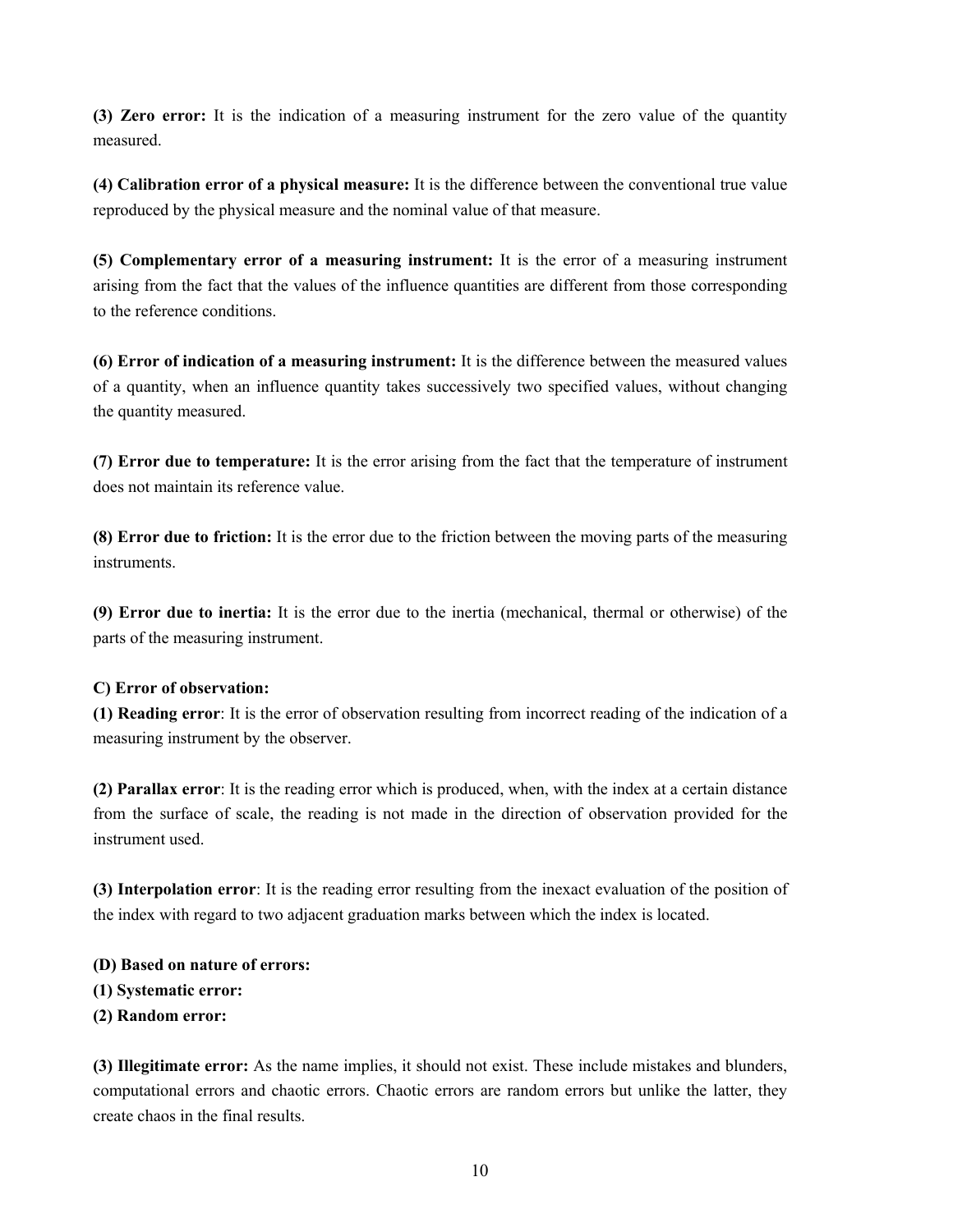**(3) Zero error:** It is the indication of a measuring instrument for the zero value of the quantity measured.

**(4) Calibration error of a physical measure:** It is the difference between the conventional true value reproduced by the physical measure and the nominal value of that measure.

**(5) Complementary error of a measuring instrument:** It is the error of a measuring instrument arising from the fact that the values of the influence quantities are different from those corresponding to the reference conditions.

**(6) Error of indication of a measuring instrument:** It is the difference between the measured values of a quantity, when an influence quantity takes successively two specified values, without changing the quantity measured.

**(7) Error due to temperature:** It is the error arising from the fact that the temperature of instrument does not maintain its reference value.

**(8) Error due to friction:** It is the error due to the friction between the moving parts of the measuring instruments.

**(9) Error due to inertia:** It is the error due to the inertia (mechanical, thermal or otherwise) of the parts of the measuring instrument.

**C) Error of observation:**

**(1) Reading error**: It is the error of observation resulting from incorrect reading of the indication of a measuring instrument by the observer.

**(2) Parallax error**: It is the reading error which is produced, when, with the index at a certain distance from the surface of scale, the reading is not made in the direction of observation provided for the instrument used.

**(3) Interpolation error**: It is the reading error resulting from the inexact evaluation of the position of the index with regard to two adjacent graduation marks between which the index is located.

**(D) Based on nature of errors:**

**(1) Systematic error:**

**(2) Random error:**

**(3) Illegitimate error:** As the name implies, it should not exist. These include mistakes and blunders, computational errors and chaotic errors. Chaotic errors are random errors but unlike the latter, they create chaos in the final results.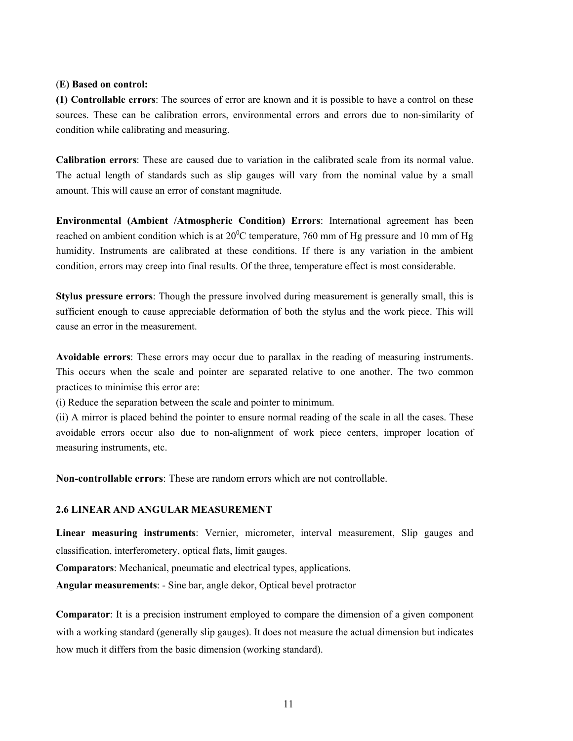**(E) Based on control:**

**(1) Controllable errors**: The sources of error are known and it is possible to have a control on these sources. These can be calibration errors, environmental errors and errors due to non-similarity of condition while calibrating and measuring.

**Calibration errors**: These are caused due to variation in the calibrated scale from its normal value. The actual length of standards such as slip gauges will vary from the nominal value by a small amount. This will cause an error of constant magnitude.

**Environmental (Ambient /Atmospheric Condition) Errors**: International agreement has been reached on ambient condition which is at $20^0$C temperature, 760 mm of Hg pressure and 10 mm of Hg humidity. Instruments are calibrated at these conditions. If there is any variation in the ambient condition, errors may creep into final results. Of the three, temperature effect is most considerable.

**Stylus pressure errors**: Though the pressure involved during measurement is generally small, this is sufficient enough to cause appreciable deformation of both the stylus and the work piece. This will cause an error in the measurement.

**Avoidable errors**: These errors may occur due to parallax in the reading of measuring instruments. This occurs when the scale and pointer are separated relative to one another. The two common practices to minimise this error are:

(i) Reduce the separation between the scale and pointer to minimum.

(ii) A mirror is placed behind the pointer to ensure normal reading of the scale in all the cases. These avoidable errors occur also due to non-alignment of work piece centers, improper location of measuring instruments, etc.

**Non-controllable errors**: These are random errors which are not controllable.

## 2.6 LINEAR AND ANGULAR MEASUREMENT

**Linear measuring instruments**: Vernier, micrometer, interval measurement, Slip gauges and classification, interferometery, optical flats, limit gauges.

**Comparators**: Mechanical, pneumatic and electrical types, applications.

**Angular measurements**: - Sine bar, angle dekor, Optical bevel protractor

**Comparator**: It is a precision instrument employed to compare the dimension of a given component with a working standard (generally slip gauges). It does not measure the actual dimension but indicates how much it differs from the basic dimension (working standard).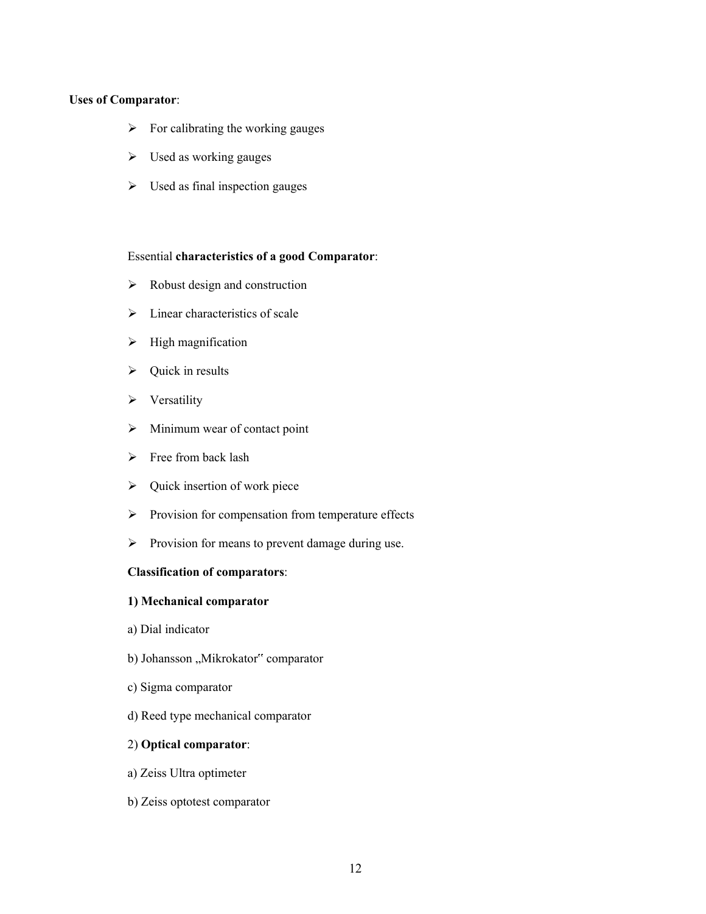**Uses of Comparator**:

- For calibrating the working gauges
- Used as working gauges
- Used as final inspection gauges

Essential **characteristics of a good Comparator**:

- Robust design and construction
- Linear characteristics of scale
- High magnification
- Quick in results
- Versatility
- Minimum wear of contact point
- Free from back lash
- Quick insertion of work piece
- Provision for compensation from temperature effects
- Provision for means to prevent damage during use.

**Classification of comparators**:

**1) Mechanical comparator**

a) Dial indicator

b) Johansson „Mikrokator" comparator

c) Sigma comparator

d) Reed type mechanical comparator

2) **Optical comparator**:

a) Zeiss Ultra optimeter

b) Zeiss optotest comparator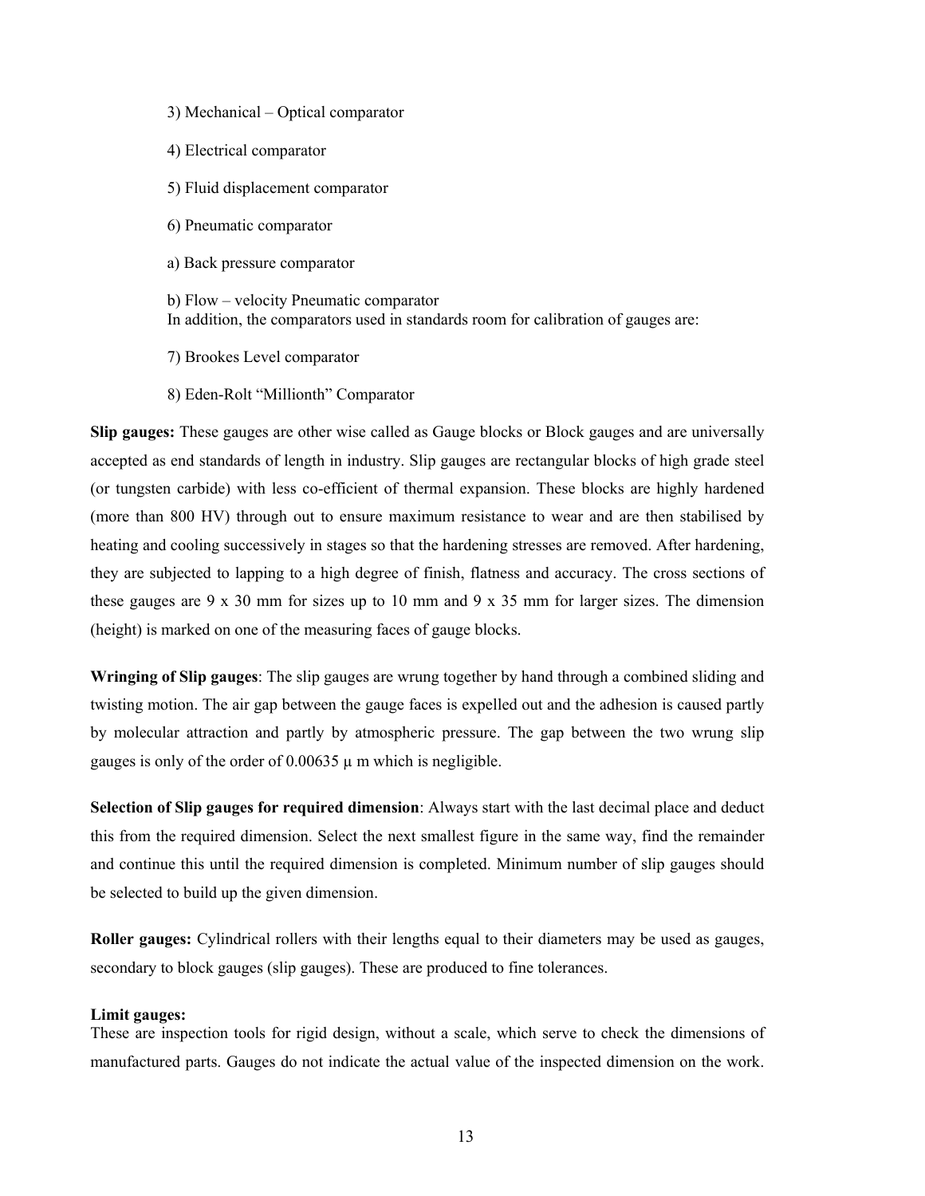3) Mechanical – Optical comparator

4) Electrical comparator

5) Fluid displacement comparator

6) Pneumatic comparator

a) Back pressure comparator

b) Flow – velocity Pneumatic comparator
In addition, the comparators used in standards room for calibration of gauges are:

7) Brookes Level comparator

8) Eden-Rolt “Millionth” Comparator

**Slip gauges:** These gauges are other wise called as Gauge blocks or Block gauges and are universally accepted as end standards of length in industry. Slip gauges are rectangular blocks of high grade steel (or tungsten carbide) with less co-efficient of thermal expansion. These blocks are highly hardened (more than 800 HV) through out to ensure maximum resistance to wear and are then stabilised by heating and cooling successively in stages so that the hardening stresses are removed. After hardening, they are subjected to lapping to a high degree of finish, flatness and accuracy. The cross sections of these gauges are 9 x 30 mm for sizes up to 10 mm and 9 x 35 mm for larger sizes. The dimension (height) is marked on one of the measuring faces of gauge blocks.

**Wringing of Slip gauges**: The slip gauges are wrung together by hand through a combined sliding and twisting motion. The air gap between the gauge faces is expelled out and the adhesion is caused partly by molecular attraction and partly by atmospheric pressure. The gap between the two wrung slip gauges is only of the order of 0.00635 μ m which is negligible.

**Selection of Slip gauges for required dimension**: Always start with the last decimal place and deduct this from the required dimension. Select the next smallest figure in the same way, find the remainder and continue this until the required dimension is completed. Minimum number of slip gauges should be selected to build up the given dimension.

**Roller gauges:** Cylindrical rollers with their lengths equal to their diameters may be used as gauges, secondary to block gauges (slip gauges). These are produced to fine tolerances.

**Limit gauges:**
These are inspection tools for rigid design, without a scale, which serve to check the dimensions of manufactured parts. Gauges do not indicate the actual value of the inspected dimension on the work.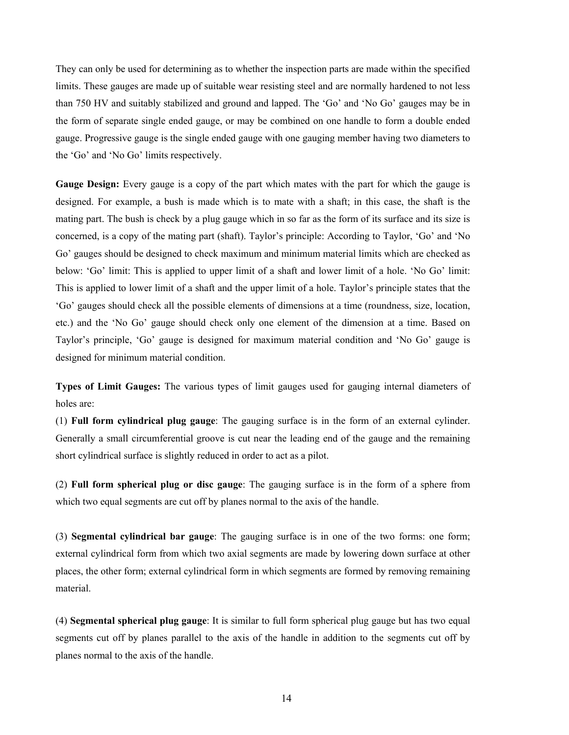They can only be used for determining as to whether the inspection parts are made within the specified limits. These gauges are made up of suitable wear resisting steel and are normally hardened to not less than 750 HV and suitably stabilized and ground and lapped. The 'Go' and 'No Go' gauges may be in the form of separate single ended gauge, or may be combined on one handle to form a double ended gauge. Progressive gauge is the single ended gauge with one gauging member having two diameters to the 'Go' and 'No Go' limits respectively.

**Gauge Design:** Every gauge is a copy of the part which mates with the part for which the gauge is designed. For example, a bush is made which is to mate with a shaft; in this case, the shaft is the mating part. The bush is check by a plug gauge which in so far as the form of its surface and its size is concerned, is a copy of the mating part (shaft). Taylor's principle: According to Taylor, 'Go' and 'No Go' gauges should be designed to check maximum and minimum material limits which are checked as below: 'Go' limit: This is applied to upper limit of a shaft and lower limit of a hole. 'No Go' limit: This is applied to lower limit of a shaft and the upper limit of a hole. Taylor's principle states that the 'Go' gauges should check all the possible elements of dimensions at a time (roundness, size, location, etc.) and the 'No Go' gauge should check only one element of the dimension at a time. Based on Taylor's principle, 'Go' gauge is designed for maximum material condition and 'No Go' gauge is designed for minimum material condition.

**Types of Limit Gauges:** The various types of limit gauges used for gauging internal diameters of holes are:

(1) **Full form cylindrical plug gauge**: The gauging surface is in the form of an external cylinder. Generally a small circumferential groove is cut near the leading end of the gauge and the remaining short cylindrical surface is slightly reduced in order to act as a pilot.

(2) **Full form spherical plug or disc gauge**: The gauging surface is in the form of a sphere from which two equal segments are cut off by planes normal to the axis of the handle.

(3) **Segmental cylindrical bar gauge**: The gauging surface is in one of the two forms: one form; external cylindrical form from which two axial segments are made by lowering down surface at other places, the other form; external cylindrical form in which segments are formed by removing remaining material.

(4) **Segmental spherical plug gauge**: It is similar to full form spherical plug gauge but has two equal segments cut off by planes parallel to the axis of the handle in addition to the segments cut off by planes normal to the axis of the handle.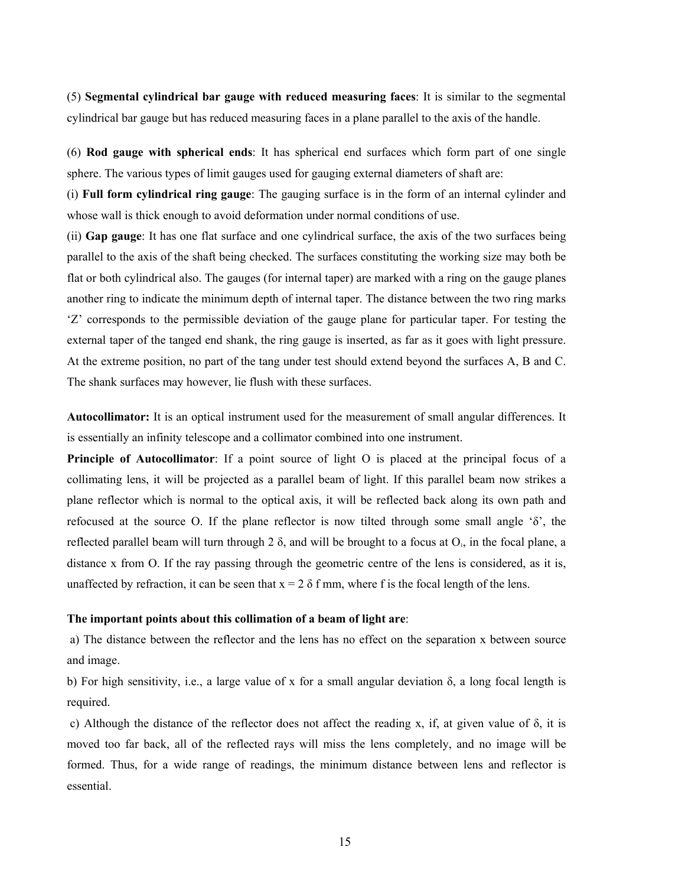(5) **Segmental cylindrical bar gauge with reduced measuring faces**: It is similar to the segmental cylindrical bar gauge but has reduced measuring faces in a plane parallel to the axis of the handle.

(6) **Rod gauge with spherical ends**: It has spherical end surfaces which form part of one single sphere. The various types of limit gauges used for gauging external diameters of shaft are:

(i) **Full form cylindrical ring gauge**: The gauging surface is in the form of an internal cylinder and whose wall is thick enough to avoid deformation under normal conditions of use.

(ii) **Gap gauge**: It has one flat surface and one cylindrical surface, the axis of the two surfaces being parallel to the axis of the shaft being checked. The surfaces constituting the working size may both be flat or both cylindrical also. The gauges (for internal taper) are marked with a ring on the gauge planes another ring to indicate the minimum depth of internal taper. The distance between the two ring marks 'Z' corresponds to the permissible deviation of the gauge plane for particular taper. For testing the external taper of the tanged end shank, the ring gauge is inserted, as far as it goes with light pressure. At the extreme position, no part of the tang under test should extend beyond the surfaces A, B and C. The shank surfaces may however, lie flush with these surfaces.

**Autocollimator:** It is an optical instrument used for the measurement of small angular differences. It is essentially an infinity telescope and a collimator combined into one instrument.

**Principle of Autocollimator**: If a point source of light O is placed at the principal focus of a collimating lens, it will be projected as a parallel beam of light. If this parallel beam now strikes a plane reflector which is normal to the optical axis, it will be reflected back along its own path and refocused at the source O. If the plane reflector is now tilted through some small angle '$\delta$', the reflected parallel beam will turn through $2\delta$, and will be brought to a focus at $O_1$, in the focal plane, a distance x from O. If the ray passing through the geometric centre of the lens is considered, as it is, unaffected by refraction, it can be seen that $x = 2\delta f$ mm, where f is the focal length of the lens.

**The important points about this collimation of a beam of light are**:

a) The distance between the reflector and the lens has no effect on the separation x between source and image.

b) For high sensitivity, i.e., a large value of x for a small angular deviation $\delta$, a long focal length is required.

c) Although the distance of the reflector does not affect the reading x, if, at given value of $\delta$, it is moved too far back, all of the reflected rays will miss the lens completely, and no image will be formed. Thus, for a wide range of readings, the minimum distance between lens and reflector is essential.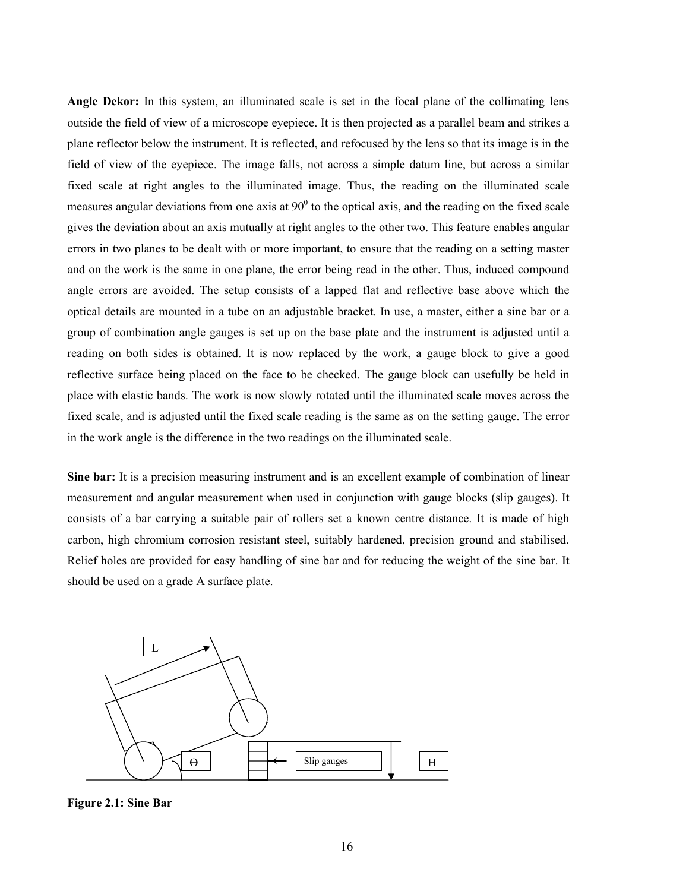**Angle Dekor:** In this system, an illuminated scale is set in the focal plane of the collimating lens outside the field of view of a microscope eyepiece. It is then projected as a parallel beam and strikes a plane reflector below the instrument. It is reflected, and refocused by the lens so that its image is in the field of view of the eyepiece. The image falls, not across a simple datum line, but across a similar fixed scale at right angles to the illuminated image. Thus, the reading on the illuminated scale measures angular deviations from one axis at $90^0$ to the optical axis, and the reading on the fixed scale gives the deviation about an axis mutually at right angles to the other two. This feature enables angular errors in two planes to be dealt with or more important, to ensure that the reading on a setting master and on the work is the same in one plane, the error being read in the other. Thus, induced compound angle errors are avoided. The setup consists of a lapped flat and reflective base above which the optical details are mounted in a tube on an adjustable bracket. In use, a master, either a sine bar or a group of combination angle gauges is set up on the base plate and the instrument is adjusted until a reading on both sides is obtained. It is now replaced by the work, a gauge block to give a good reflective surface being placed on the face to be checked. The gauge block can usefully be held in place with elastic bands. The work is now slowly rotated until the illuminated scale moves across the fixed scale, and is adjusted until the fixed scale reading is the same as on the setting gauge. The error in the work angle is the difference in the two readings on the illuminated scale.

**Sine bar:** It is a precision measuring instrument and is an excellent example of combination of linear measurement and angular measurement when used in conjunction with gauge blocks (slip gauges). It consists of a bar carrying a suitable pair of rollers set a known centre distance. It is made of high carbon, high chromium corrosion resistant steel, suitably hardened, precision ground and stabilised. Relief holes are provided for easy handling of sine bar and for reducing the weight of the sine bar. It should be used on a grade A surface plate.

L

Ɵ

Slip gauges

H

**Figure 2.1: Sine Bar**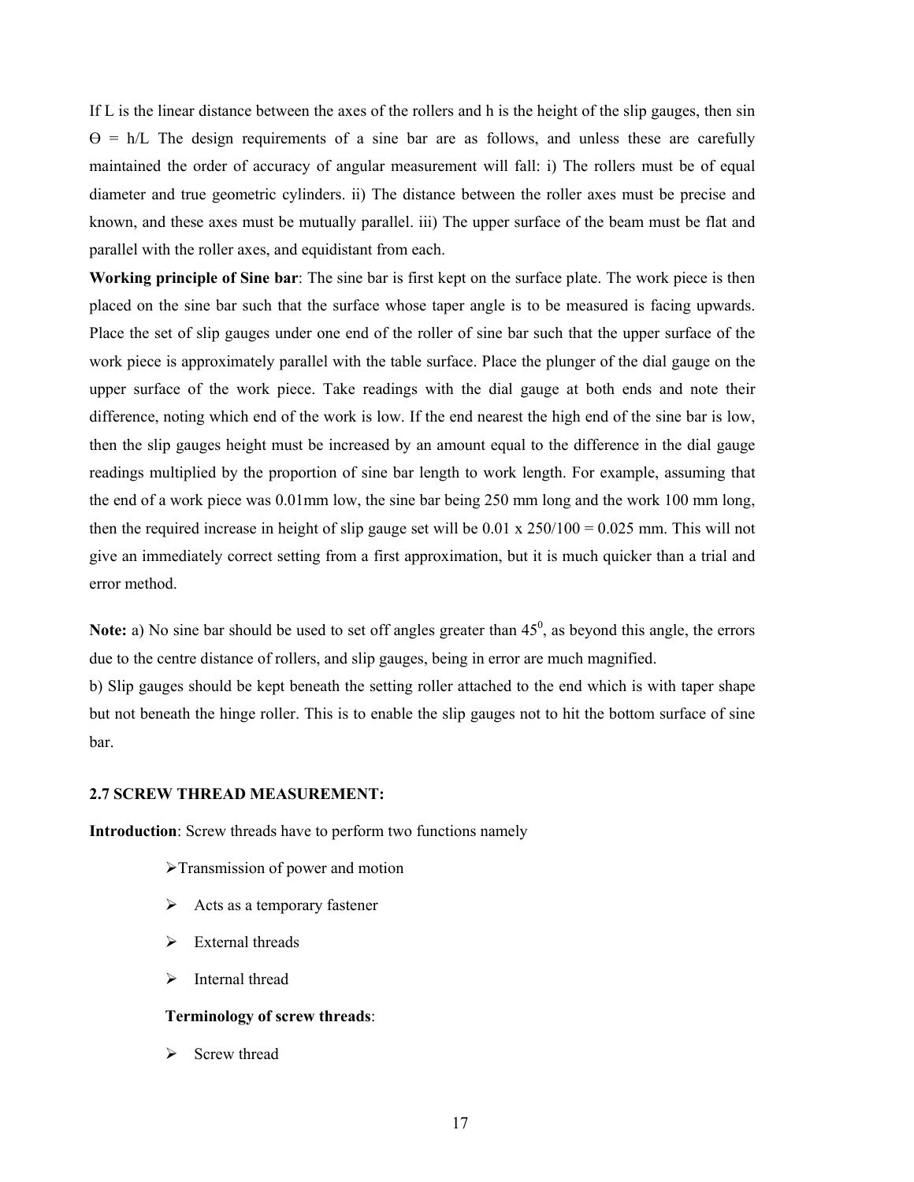If L is the linear distance between the axes of the rollers and h is the height of the slip gauges, then $\sin \Theta = h/L$ The design requirements of a sine bar are as follows, and unless these are carefully maintained the order of accuracy of angular measurement will fall: i) The rollers must be of equal diameter and true geometric cylinders. ii) The distance between the roller axes must be precise and known, and these axes must be mutually parallel. iii) The upper surface of the beam must be flat and parallel with the roller axes, and equidistant from each.

**Working principle of Sine bar**: The sine bar is first kept on the surface plate. The work piece is then placed on the sine bar such that the surface whose taper angle is to be measured is facing upwards. Place the set of slip gauges under one end of the roller of sine bar such that the upper surface of the work piece is approximately parallel with the table surface. Place the plunger of the dial gauge on the upper surface of the work piece. Take readings with the dial gauge at both ends and note their difference, noting which end of the work is low. If the end nearest the high end of the sine bar is low, then the slip gauges height must be increased by an amount equal to the difference in the dial gauge readings multiplied by the proportion of sine bar length to work length. For example, assuming that the end of a work piece was 0.01mm low, the sine bar being 250 mm long and the work 100 mm long, then the required increase in height of slip gauge set will be $0.01 \times 250/100 = 0.025$ mm. This will not give an immediately correct setting from a first approximation, but it is much quicker than a trial and error method.

**Note:** a) No sine bar should be used to set off angles greater than $45^0$, as beyond this angle, the errors due to the centre distance of rollers, and slip gauges, being in error are much magnified.

b) Slip gauges should be kept beneath the setting roller attached to the end which is with taper shape but not beneath the hinge roller. This is to enable the slip gauges not to hit the bottom surface of sine bar.

### 2.7 SCREW THREAD MEASUREMENT:

**Introduction**: Screw threads have to perform two functions namely

- Transmission of power and motion
- Acts as a temporary fastener
- External threads
- Internal thread

**Terminology of screw threads**:

- Screw thread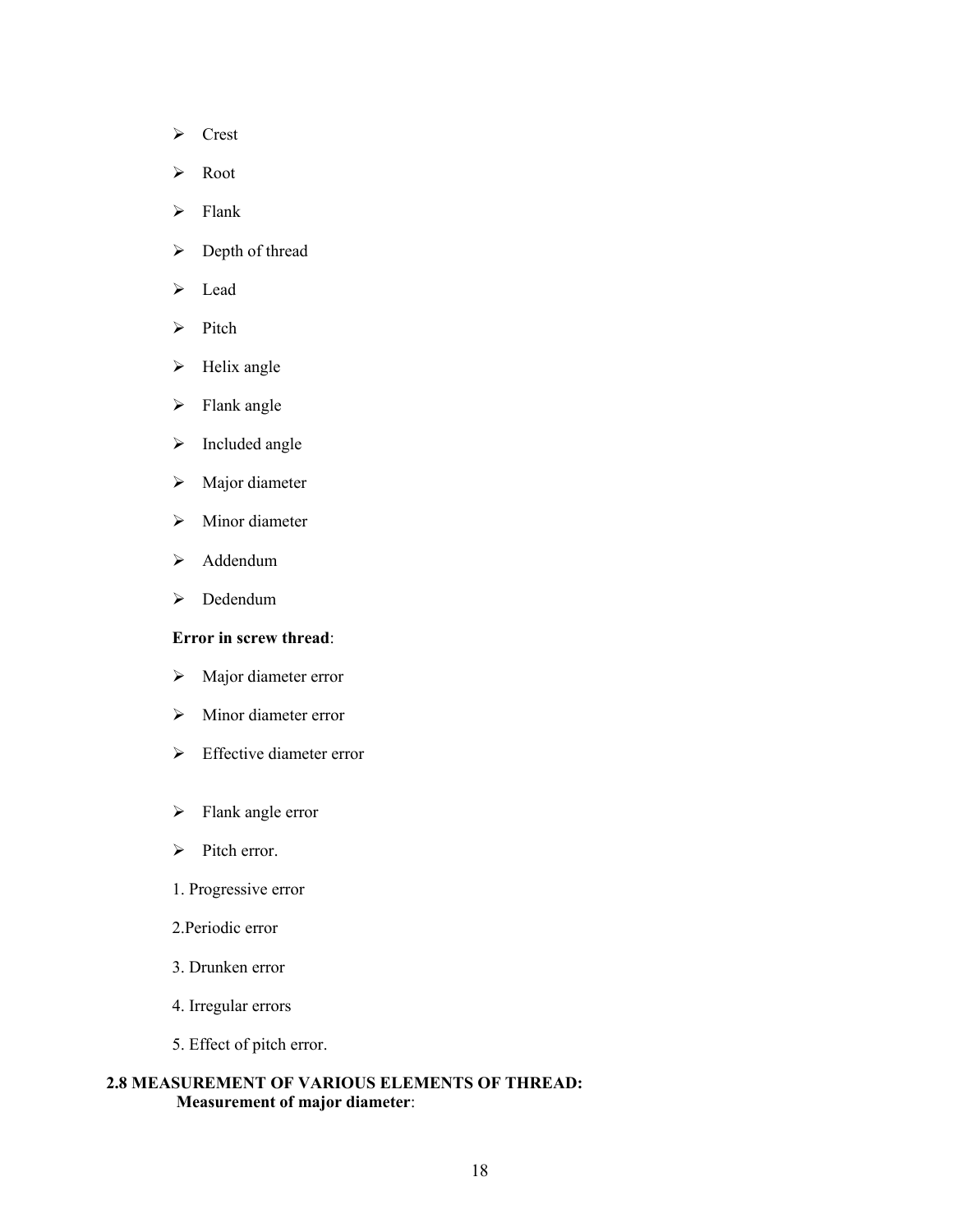- Crest
- Root
- Flank
- Depth of thread
- Lead
- Pitch
- Helix angle
- Flank angle
- Included angle
- Major diameter
- Minor diameter
- Addendum
- Dedendum

**Error in screw thread**:

- Major diameter error
- Minor diameter error
- Effective diameter error
- Flank angle error
- Pitch error.

1. Progressive error

2.Periodic error

3. Drunken error

4. Irregular errors

5. Effect of pitch error.

## 2.8 MEASUREMENT OF VARIOUS ELEMENTS OF THREAD:

**Measurement of major diameter**: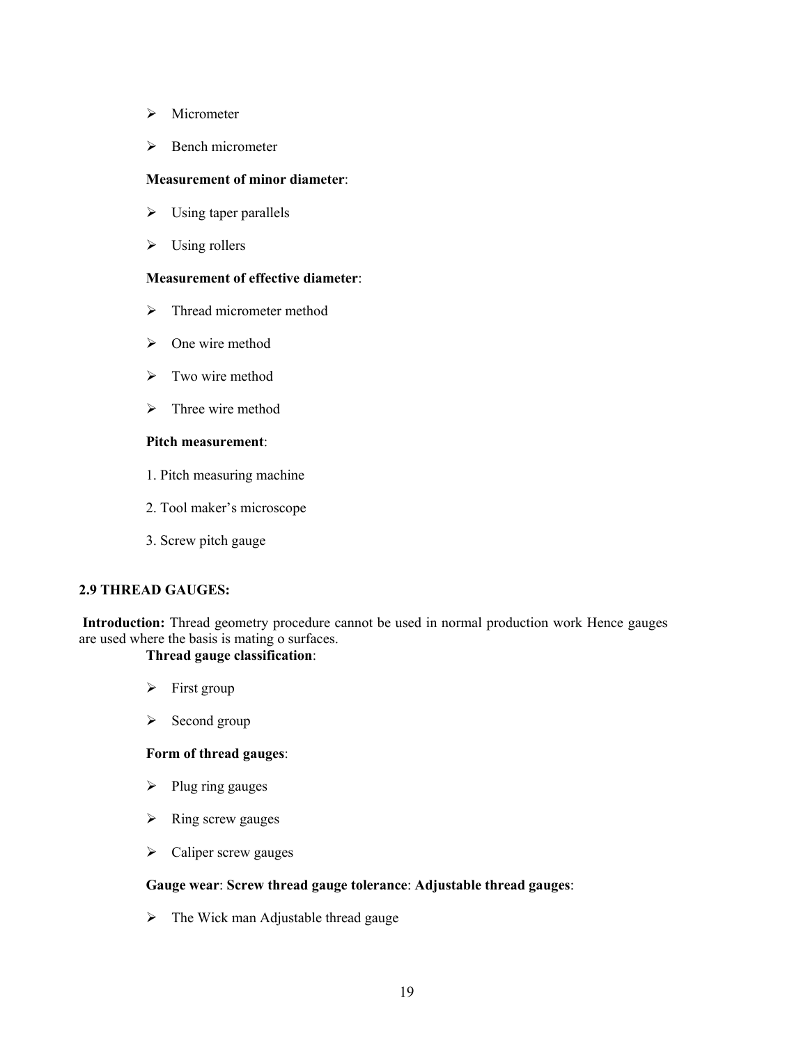- Micrometer
- Bench micrometer

**Measurement of minor diameter**:

- Using taper parallels
- Using rollers

**Measurement of effective diameter**:

- Thread micrometer method
- One wire method
- Two wire method
- Three wire method

**Pitch measurement**:

1. Pitch measuring machine
2. Tool maker's microscope
3. Screw pitch gauge

## 2.9 THREAD GAUGES:

**Introduction:** Thread geometry procedure cannot be used in normal production work Hence gauges are used where the basis is mating o surfaces.

**Thread gauge classification**:

- First group
- Second group

**Form of thread gauges**:

- Plug ring gauges
- Ring screw gauges
- Caliper screw gauges

**Gauge wear**: **Screw thread gauge tolerance**: **Adjustable thread gauges**:

- The Wick man Adjustable thread gauge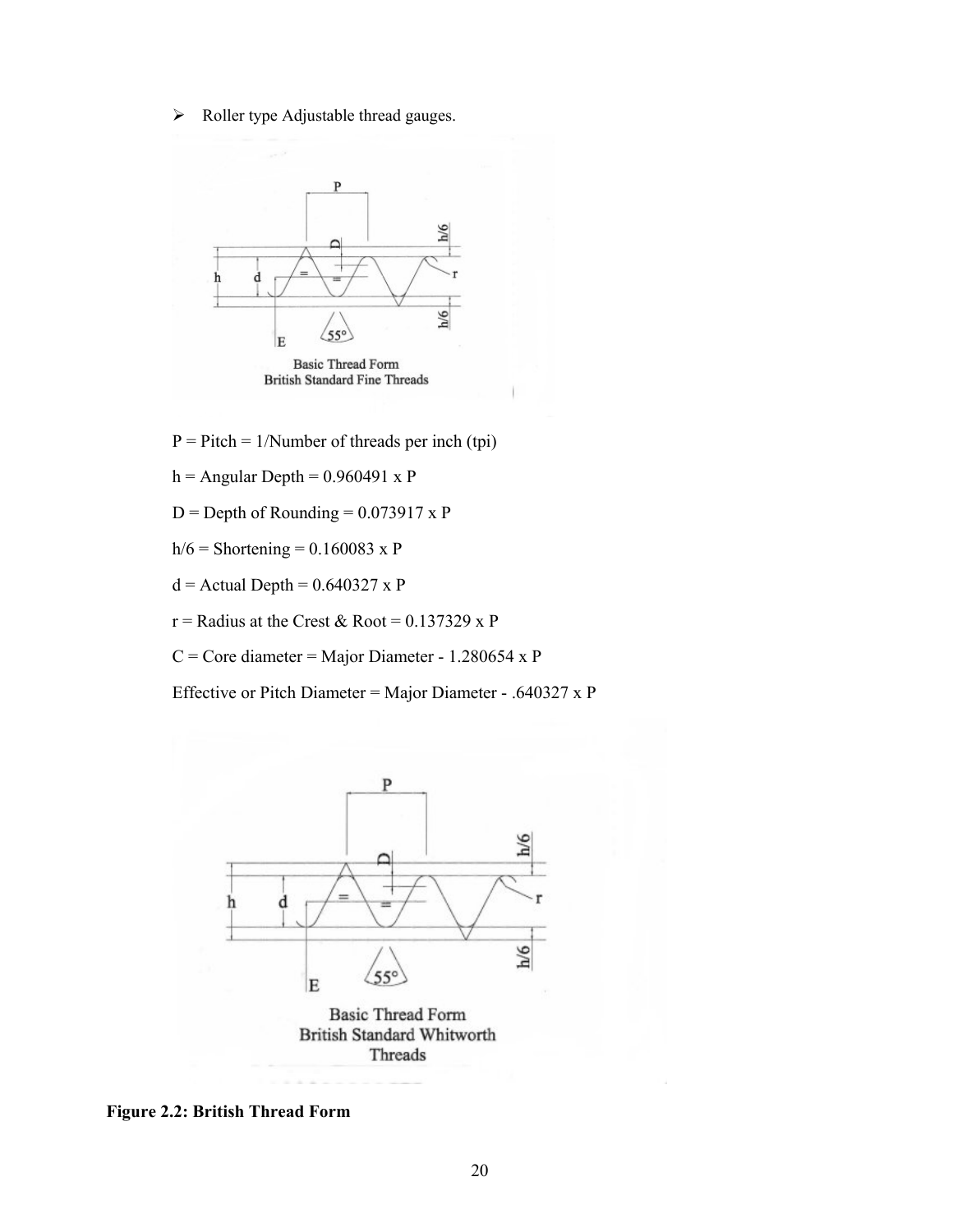- Roller type Adjustable thread gauges.

Basic Thread Form
British Standard Fine Threads

P = Pitch = 1/Number of threads per inch (tpi)

h = Angular Depth = 0.960491 x P

D = Depth of Rounding = 0.073917 x P

h/6 = Shortening = 0.160083 x P

d = Actual Depth = 0.640327 x P

r = Radius at the Crest & Root = 0.137329 x P

C = Core diameter = Major Diameter - 1.280654 x P

Effective or Pitch Diameter = Major Diameter - .640327 x P

Basic Thread Form
British Standard Whitworth Threads

**Figure 2.2: British Thread Form**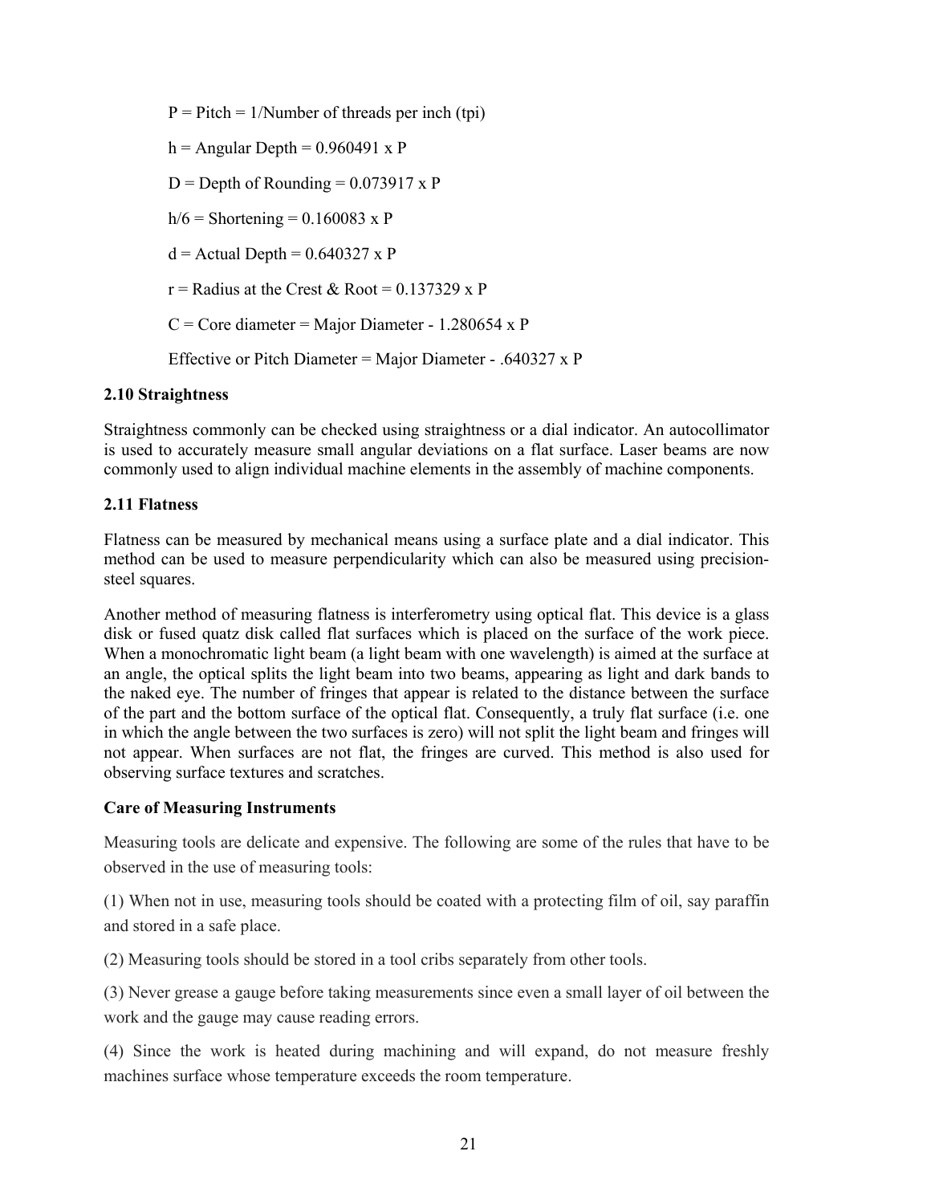P = Pitch = 1/Number of threads per inch (tpi)

h = Angular Depth = 0.960491 x P

D = Depth of Rounding = 0.073917 x P

h/6 = Shortening = 0.160083 x P

d = Actual Depth = 0.640327 x P

r = Radius at the Crest & Root = 0.137329 x P

C = Core diameter = Major Diameter - 1.280654 x P

Effective or Pitch Diameter = Major Diameter - .640327 x P

### 2.10 Straightness

Straightness commonly can be checked using straightness or a dial indicator. An autocollimator is used to accurately measure small angular deviations on a flat surface. Laser beams are now commonly used to align individual machine elements in the assembly of machine components.

### 2.11 Flatness

Flatness can be measured by mechanical means using a surface plate and a dial indicator. This method can be used to measure perpendicularity which can also be measured using precision-steel squares.

Another method of measuring flatness is interferometry using optical flat. This device is a glass disk or fused quatz disk called flat surfaces which is placed on the surface of the work piece. When a monochromatic light beam (a light beam with one wavelength) is aimed at the surface at an angle, the optical splits the light beam into two beams, appearing as light and dark bands to the naked eye. The number of fringes that appear is related to the distance between the surface of the part and the bottom surface of the optical flat. Consequently, a truly flat surface (i.e. one in which the angle between the two surfaces is zero) will not split the light beam and fringes will not appear. When surfaces are not flat, the fringes are curved. This method is also used for observing surface textures and scratches.

### Care of Measuring Instruments

Measuring tools are delicate and expensive. The following are some of the rules that have to be observed in the use of measuring tools:

(1) When not in use, measuring tools should be coated with a protecting film of oil, say paraffin and stored in a safe place.

(2) Measuring tools should be stored in a tool cribs separately from other tools.

(3) Never grease a gauge before taking measurements since even a small layer of oil between the work and the gauge may cause reading errors.

(4) Since the work is heated during machining and will expand, do not measure freshly machines surface whose temperature exceeds the room temperature.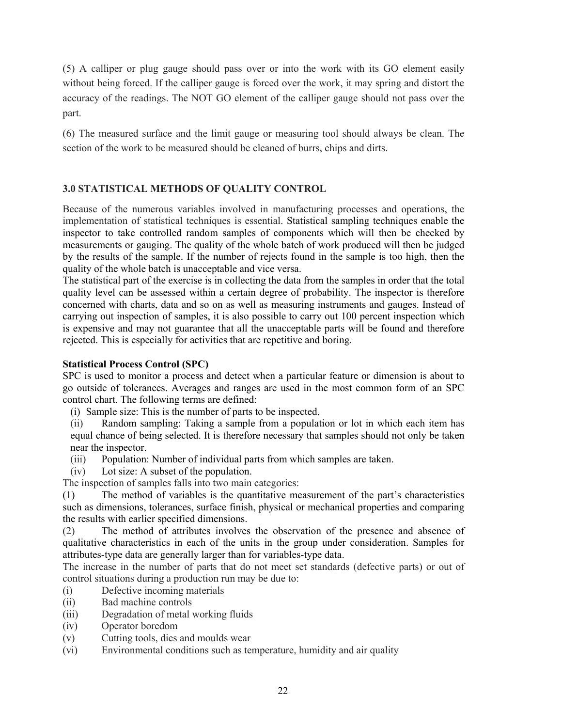(5) A calliper or plug gauge should pass over or into the work with its GO element easily without being forced. If the calliper gauge is forced over the work, it may spring and distort the accuracy of the readings. The NOT GO element of the calliper gauge should not pass over the part.

(6) The measured surface and the limit gauge or measuring tool should always be clean. The section of the work to be measured should be cleaned of burrs, chips and dirts.

## 3.0 STATISTICAL METHODS OF QUALITY CONTROL

Because of the numerous variables involved in manufacturing processes and operations, the implementation of statistical techniques is essential. Statistical sampling techniques enable the inspector to take controlled random samples of components which will then be checked by measurements or gauging. The quality of the whole batch of work produced will then be judged by the results of the sample. If the number of rejects found in the sample is too high, then the quality of the whole batch is unacceptable and vice versa.

The statistical part of the exercise is in collecting the data from the samples in order that the total quality level can be assessed within a certain degree of probability. The inspector is therefore concerned with charts, data and so on as well as measuring instruments and gauges. Instead of carrying out inspection of samples, it is also possible to carry out 100 percent inspection which is expensive and may not guarantee that all the unacceptable parts will be found and therefore rejected. This is especially for activities that are repetitive and boring.

### Statistical Process Control (SPC)

SPC is used to monitor a process and detect when a particular feature or dimension is about to go outside of tolerances. Averages and ranges are used in the most common form of an SPC control chart. The following terms are defined:

(i) Sample size: This is the number of parts to be inspected.

(ii) Random sampling: Taking a sample from a population or lot in which each item has equal chance of being selected. It is therefore necessary that samples should not only be taken near the inspector.

(iii) Population: Number of individual parts from which samples are taken.

(iv) Lot size: A subset of the population.

The inspection of samples falls into two main categories:

(1) The method of variables is the quantitative measurement of the part's characteristics such as dimensions, tolerances, surface finish, physical or mechanical properties and comparing the results with earlier specified dimensions.

(2) The method of attributes involves the observation of the presence and absence of qualitative characteristics in each of the units in the group under consideration. Samples for attributes-type data are generally larger than for variables-type data.

The increase in the number of parts that do not meet set standards (defective parts) or out of control situations during a production run may be due to:

(i) Defective incoming materials

(ii) Bad machine controls

(iii) Degradation of metal working fluids

(iv) Operator boredom

(v) Cutting tools, dies and moulds wear

(vi) Environmental conditions such as temperature, humidity and air quality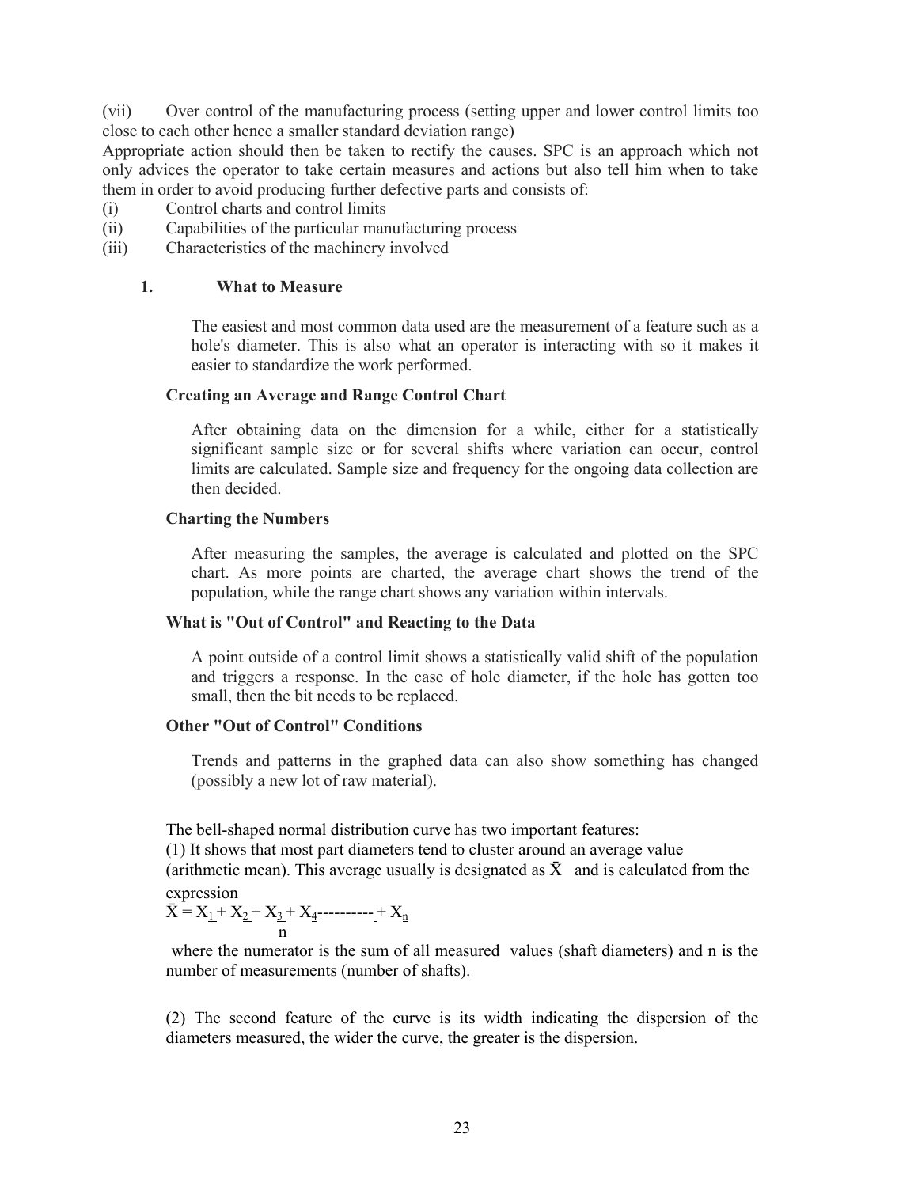(vii) Over control of the manufacturing process (setting upper and lower control limits too close to each other hence a smaller standard deviation range)

Appropriate action should then be taken to rectify the causes. SPC is an approach which not only advices the operator to take certain measures and actions but also tell him when to take them in order to avoid producing further defective parts and consists of:

(i) Control charts and control limits

(ii) Capabilities of the particular manufacturing process

(iii) Characteristics of the machinery involved

### 1. What to Measure

The easiest and most common data used are the measurement of a feature such as a hole's diameter. This is also what an operator is interacting with so it makes it easier to standardize the work performed.

**Creating an Average and Range Control Chart**

After obtaining data on the dimension for a while, either for a statistically significant sample size or for several shifts where variation can occur, control limits are calculated. Sample size and frequency for the ongoing data collection are then decided.

**Charting the Numbers**

After measuring the samples, the average is calculated and plotted on the SPC chart. As more points are charted, the average chart shows the trend of the population, while the range chart shows any variation within intervals.

**What is "Out of Control" and Reacting to the Data**

A point outside of a control limit shows a statistically valid shift of the population and triggers a response. In the case of hole diameter, if the hole has gotten too small, then the bit needs to be replaced.

**Other "Out of Control" Conditions**

Trends and patterns in the graphed data can also show something has changed (possibly a new lot of raw material).

The bell-shaped normal distribution curve has two important features:

(1) It shows that most part diameters tend to cluster around an average value (arithmetic mean). This average usually is designated as $\bar{X}$ and is calculated from the expression

$$\bar{X} = \frac{X_1 + X_2 + X_3 + X_4 \text{----------} + X_n}{n}$$

where the numerator is the sum of all measured values (shaft diameters) and n is the number of measurements (number of shafts).

(2) The second feature of the curve is its width indicating the dispersion of the diameters measured, the wider the curve, the greater is the dispersion.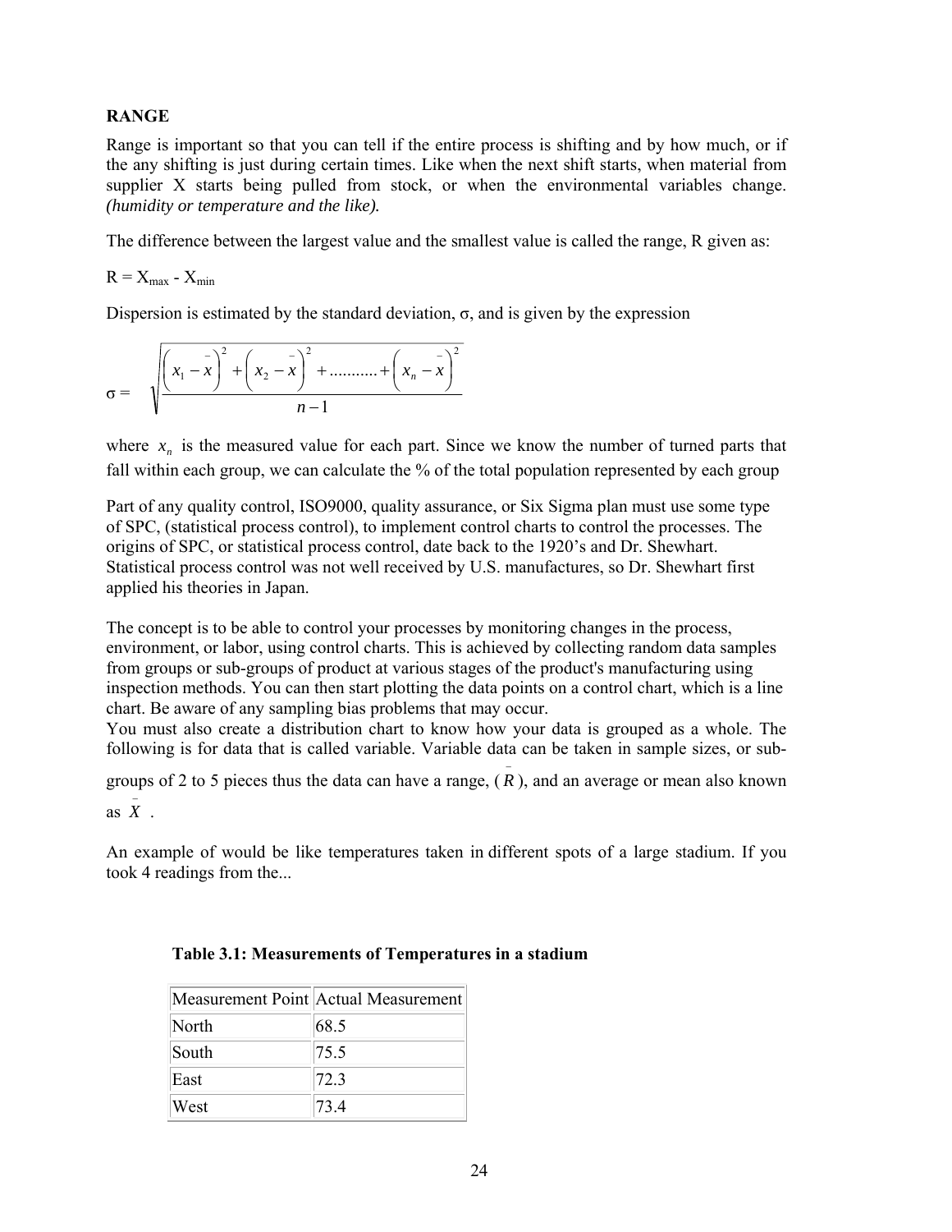**RANGE**

Range is important so that you can tell if the entire process is shifting and by how much, or if the any shifting is just during certain times. Like when the next shift starts, when material from supplier X starts being pulled from stock, or when the environmental variables change. ***(humidity or temperature and the like).***

The difference between the largest value and the smallest value is called the range, R given as:

$R = X_{max} - X_{min}$

Dispersion is estimated by the standard deviation, σ, and is given by the expression

$$\sigma = \sqrt{\frac{\left(x_1 - \bar{x}\right)^2 + \left(x_2 - \bar{x}\right)^2 + \ldots\ldots\ldots\ldots + \left(x_n - \bar{x}\right)^2}{n-1}}$$

where $x_n$ is the measured value for each part. Since we know the number of turned parts that fall within each group, we can calculate the % of the total population represented by each group

Part of any quality control, ISO9000, quality assurance, or Six Sigma plan must use some type of SPC, (statistical process control), to implement control charts to control the processes. The origins of SPC, or statistical process control, date back to the 1920's and Dr. Shewhart. Statistical process control was not well received by U.S. manufactures, so Dr. Shewhart first applied his theories in Japan.

The concept is to be able to control your processes by monitoring changes in the process, environment, or labor, using control charts. This is achieved by collecting random data samples from groups or sub-groups of product at various stages of the product's manufacturing using inspection methods. You can then start plotting the data points on a control chart, which is a line chart. Be aware of any sampling bias problems that may occur.
You must also create a distribution chart to know how your data is grouped as a whole. The following is for data that is called variable. Variable data can be taken in sample sizes, or sub-groups of 2 to 5 pieces thus the data can have a range, ($\bar{R}$), and an average or mean also known as $\bar{X}$ .

An example of would be like temperatures taken in different spots of a large stadium. If you took 4 readings from the...

**Table 3.1: Measurements of Temperatures in a stadium**

| Measurement Point | Actual Measurement |
|---|---|
| North | 68.5 |
| South | 75.5 |
| East | 72.3 |
| West | 73.4 |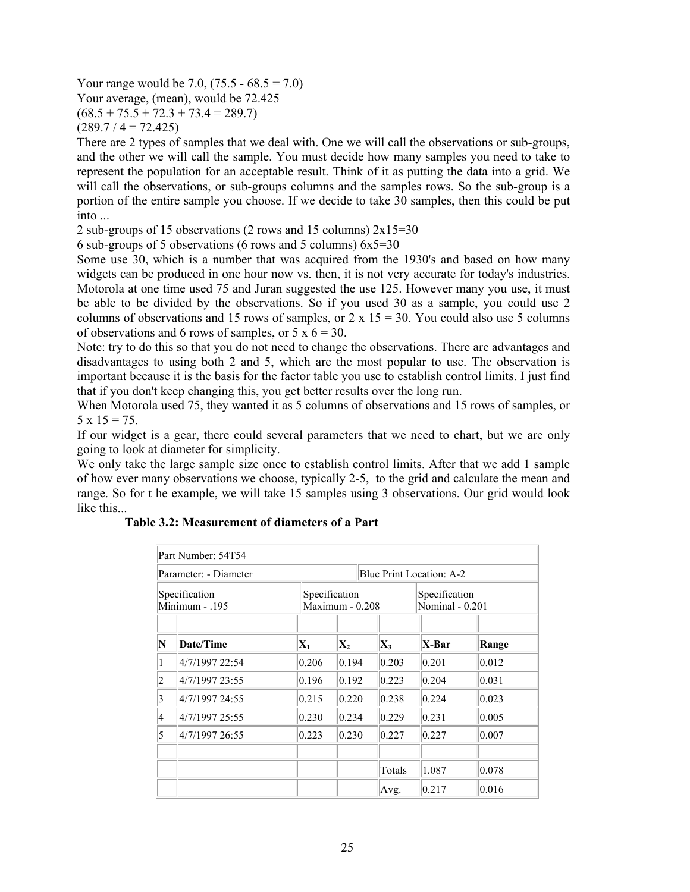Your range would be 7.0, (75.5 - 68.5 = 7.0)
Your average, (mean), would be 72.425
(68.5 + 75.5 + 72.3 + 73.4 = 289.7)
(289.7 / 4 = 72.425)
There are 2 types of samples that we deal with. One we will call the observations or sub-groups, and the other we will call the sample. You must decide how many samples you need to take to represent the population for an acceptable result. Think of it as putting the data into a grid. We will call the observations, or sub-groups columns and the samples rows. So the sub-group is a portion of the entire sample you choose. If we decide to take 30 samples, then this could be put into ...
2 sub-groups of 15 observations (2 rows and 15 columns) 2x15=30
6 sub-groups of 5 observations (6 rows and 5 columns) 6x5=30
Some use 30, which is a number that was acquired from the 1930's and based on how many widgets can be produced in one hour now vs. then, it is not very accurate for today's industries. Motorola at one time used 75 and Juran suggested the use 125. However many you use, it must be able to be divided by the observations. So if you used 30 as a sample, you could use 2 columns of observations and 15 rows of samples, or 2 x 15 = 30. You could also use 5 columns of observations and 6 rows of samples, or 5 x 6 = 30.
Note: try to do this so that you do not need to change the observations. There are advantages and disadvantages to using both 2 and 5, which are the most popular to use. The observation is important because it is the basis for the factor table you use to establish control limits. I just find that if you don't keep changing this, you get better results over the long run.
When Motorola used 75, they wanted it as 5 columns of observations and 15 rows of samples, or 5 x 15 = 75.
If our widget is a gear, there could several parameters that we need to chart, but we are only going to look at diameter for simplicity.
We only take the large sample size once to establish control limits. After that we add 1 sample of how ever many observations we choose, typically 2-5, to the grid and calculate the mean and range. So for t he example, we will take 15 samples using 3 observations. Our grid would look like this...

**Table 3.2: Measurement of diameters of a Part**

| Part Number: 54T54 | | | | | | |
|---|---|---|---|---|---|---|
| Parameter: - Diameter | | | | Blue Print Location: A-2 | | |
| Specification Minimum - .195 | | Specification Maximum - 0.208 | | | Specification Nominal - 0.201 | |
| | | | | | | |
| **N** | **Date/Time** | **$X_1$** | **$X_2$** | **$X_3$** | **X-Bar** | **Range** |
| 1 | 4/7/1997 22:54 | 0.206 | 0.194 | 0.203 | 0.201 | 0.012 |
| 2 | 4/7/1997 23:55 | 0.196 | 0.192 | 0.223 | 0.204 | 0.031 |
| 3 | 4/7/1997 24:55 | 0.215 | 0.220 | 0.238 | 0.224 | 0.023 |
| 4 | 4/7/1997 25:55 | 0.230 | 0.234 | 0.229 | 0.231 | 0.005 |
| 5 | 4/7/1997 26:55 | 0.223 | 0.230 | 0.227 | 0.227 | 0.007 |
| | | | | | | |
| | | | | Totals | 1.087 | 0.078 |
| | | | | Avg. | 0.217 | 0.016 |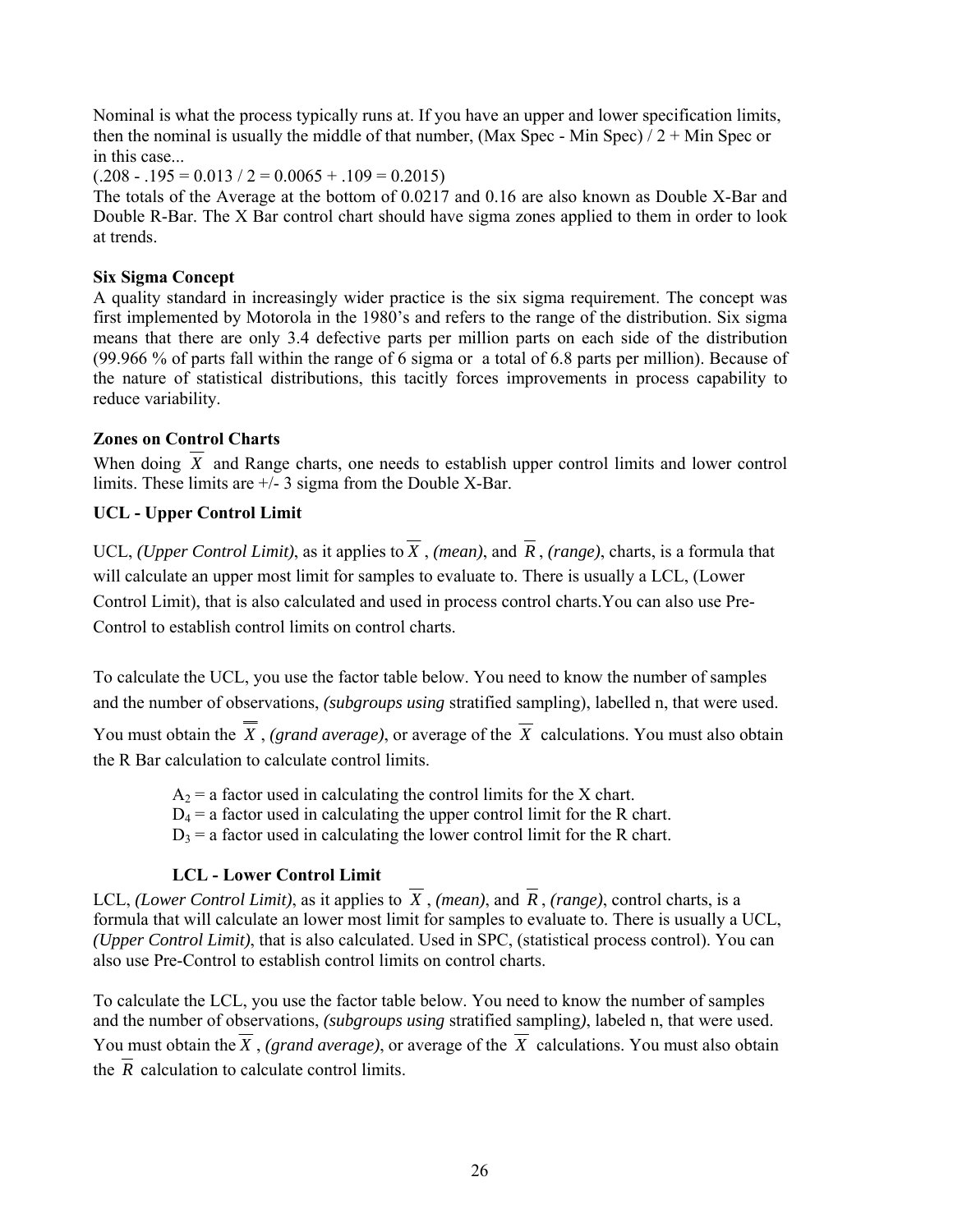Nominal is what the process typically runs at. If you have an upper and lower specification limits, then the nominal is usually the middle of that number, (Max Spec - Min Spec) / 2 + Min Spec or in this case...

(.208 - .195 = 0.013 / 2 = 0.0065 + .109 = 0.2015)

The totals of the Average at the bottom of 0.0217 and 0.16 are also known as Double X-Bar and Double R-Bar. The X Bar control chart should have sigma zones applied to them in order to look at trends.

**Six Sigma Concept**

A quality standard in increasingly wider practice is the six sigma requirement. The concept was first implemented by Motorola in the 1980's and refers to the range of the distribution. Six sigma means that there are only 3.4 defective parts per million parts on each side of the distribution (99.966 % of parts fall within the range of 6 sigma or a total of 6.8 parts per million). Because of the nature of statistical distributions, this tacitly forces improvements in process capability to reduce variability.

**Zones on Control Charts**

When doing $\overline{X}$ and Range charts, one needs to establish upper control limits and lower control limits. These limits are +/- 3 sigma from the Double X-Bar.

**UCL - Upper Control Limit**

UCL, *(Upper Control Limit)*, as it applies to $\overline{X}$ , *(mean)*, and $\overline{R}$ , *(range)*, charts, is a formula that will calculate an upper most limit for samples to evaluate to. There is usually a LCL, (Lower Control Limit), that is also calculated and used in process control charts.You can also use Pre-Control to establish control limits on control charts.

To calculate the UCL, you use the factor table below. You need to know the number of samples and the number of observations, *(subgroups using* stratified sampling), labelled n, that were used. You must obtain the $\overline{\overline{X}}$ , *(grand average)*, or average of the $\overline{X}$ calculations. You must also obtain the R Bar calculation to calculate control limits.

$A_2$ = a factor used in calculating the control limits for the X chart.
$D_4$ = a factor used in calculating the upper control limit for the R chart.
$D_3$ = a factor used in calculating the lower control limit for the R chart.

**LCL - Lower Control Limit**

LCL, *(Lower Control Limit)*, as it applies to $\overline{X}$ , *(mean)*, and $\overline{R}$ , *(range)*, control charts, is a formula that will calculate an lower most limit for samples to evaluate to. There is usually a UCL, *(Upper Control Limit)*, that is also calculated. Used in SPC, (statistical process control). You can also use Pre-Control to establish control limits on control charts.

To calculate the LCL, you use the factor table below. You need to know the number of samples and the number of observations, *(subgroups using* stratified sampling*)*, labeled n, that were used. You must obtain the $\overline{X}$ , *(grand average)*, or average of the $\overline{X}$ calculations. You must also obtain the $\overline{R}$ calculation to calculate control limits.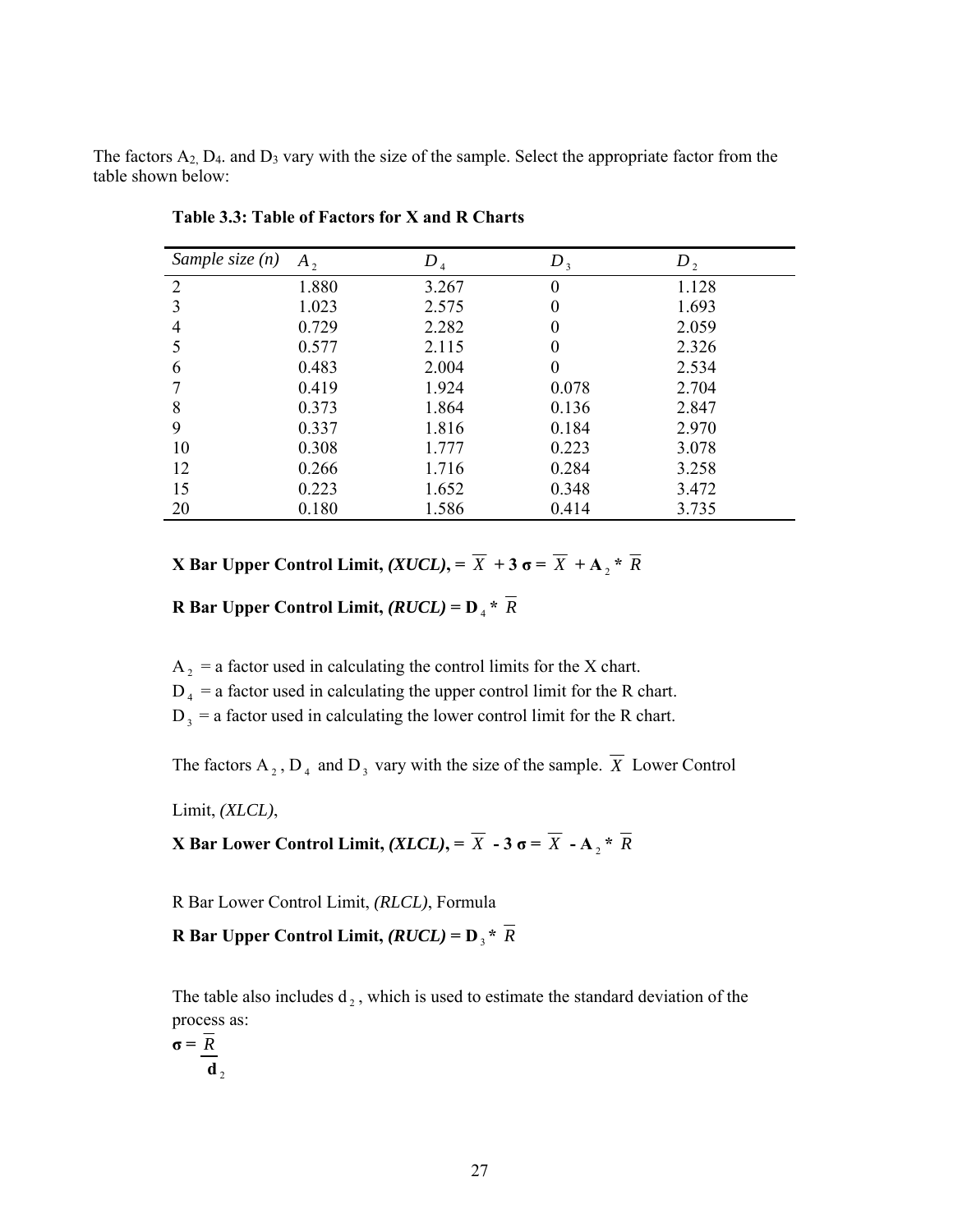The factors $A_2$, $D_4$. and $D_3$ vary with the size of the sample. Select the appropriate factor from the table shown below:

**Table 3.3: Table of Factors for X and R Charts**

| *Sample size (n)* | $A_2$ | $D_4$ | $D_3$ | $D_2$ |
|---|---|---|---|---|
| 2 | 1.880 | 3.267 | 0 | 1.128 |
| 3 | 1.023 | 2.575 | 0 | 1.693 |
| 4 | 0.729 | 2.282 | 0 | 2.059 |
| 5 | 0.577 | 2.115 | 0 | 2.326 |
| 6 | 0.483 | 2.004 | 0 | 2.534 |
| 7 | 0.419 | 1.924 | 0.078 | 2.704 |
| 8 | 0.373 | 1.864 | 0.136 | 2.847 |
| 9 | 0.337 | 1.816 | 0.184 | 2.970 |
| 10 | 0.308 | 1.777 | 0.223 | 3.078 |
| 12 | 0.266 | 1.716 | 0.284 | 3.258 |
| 15 | 0.223 | 1.652 | 0.348 | 3.472 |
| 20 | 0.180 | 1.586 | 0.414 | 3.735 |

**X Bar Upper Control Limit, *(XUCL)*,** $= \overline{X} + 3\sigma = \overline{X} + A_2 * \overline{R}$

**R Bar Upper Control Limit, *(RUCL)*** $= D_4 * \overline{R}$

$A_2$ = a factor used in calculating the control limits for the X chart.
$D_4$ = a factor used in calculating the upper control limit for the R chart.
$D_3$ = a factor used in calculating the lower control limit for the R chart.

The factors $A_2$, $D_4$ and $D_3$ vary with the size of the sample. $\overline{X}$ Lower Control Limit, *(XLCL)*,

**X Bar Lower Control Limit, *(XLCL)*,** $= \overline{X} - 3\sigma = \overline{X} - A_2 * \overline{R}$

R Bar Lower Control Limit, *(RLCL)*, Formula

**R Bar Upper Control Limit, *(RUCL)*** $= D_3 * \overline{R}$

The table also includes $d_2$, which is used to estimate the standard deviation of the process as:

$$\sigma = \frac{\overline{R}}{d_2}$$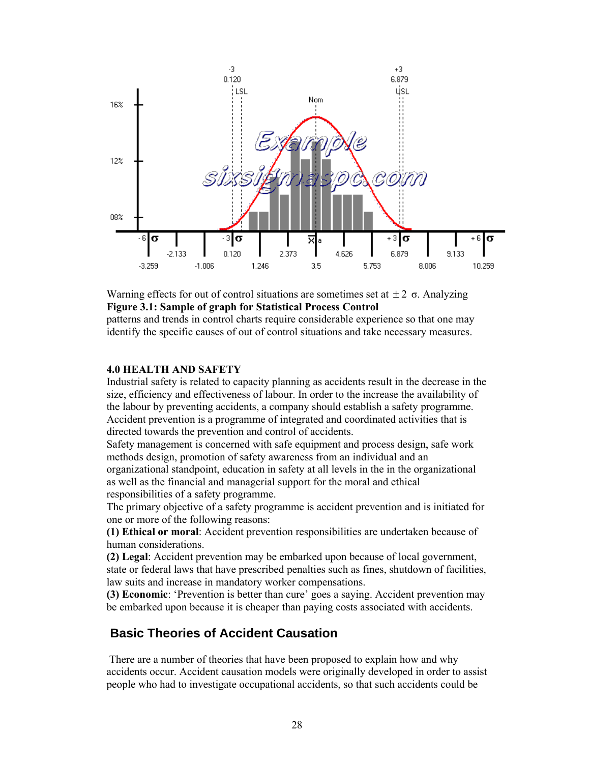Warning effects for out of control situations are sometimes set at $\pm 2\ \sigma$. Analyzing

**Figure 3.1: Sample of graph for Statistical Process Control**

patterns and trends in control charts require considerable experience so that one may identify the specific causes of out of control situations and take necessary measures.

## 4.0 HEALTH AND SAFETY

Industrial safety is related to capacity planning as accidents result in the decrease in the size, efficiency and effectiveness of labour. In order to the increase the availability of the labour by preventing accidents, a company should establish a safety programme. Accident prevention is a programme of integrated and coordinated activities that is directed towards the prevention and control of accidents.

Safety management is concerned with safe equipment and process design, safe work methods design, promotion of safety awareness from an individual and an organizational standpoint, education in safety at all levels in the in the organizational as well as the financial and managerial support for the moral and ethical responsibilities of a safety programme.

The primary objective of a safety programme is accident prevention and is initiated for one or more of the following reasons:

**(1) Ethical or moral**: Accident prevention responsibilities are undertaken because of human considerations.

**(2) Legal**: Accident prevention may be embarked upon because of local government, state or federal laws that have prescribed penalties such as fines, shutdown of facilities, law suits and increase in mandatory worker compensations.

**(3) Economic**: 'Prevention is better than cure' goes a saying. Accident prevention may be embarked upon because it is cheaper than paying costs associated with accidents.

## Basic Theories of Accident Causation

There are a number of theories that have been proposed to explain how and why accidents occur. Accident causation models were originally developed in order to assist people who had to investigate occupational accidents, so that such accidents could be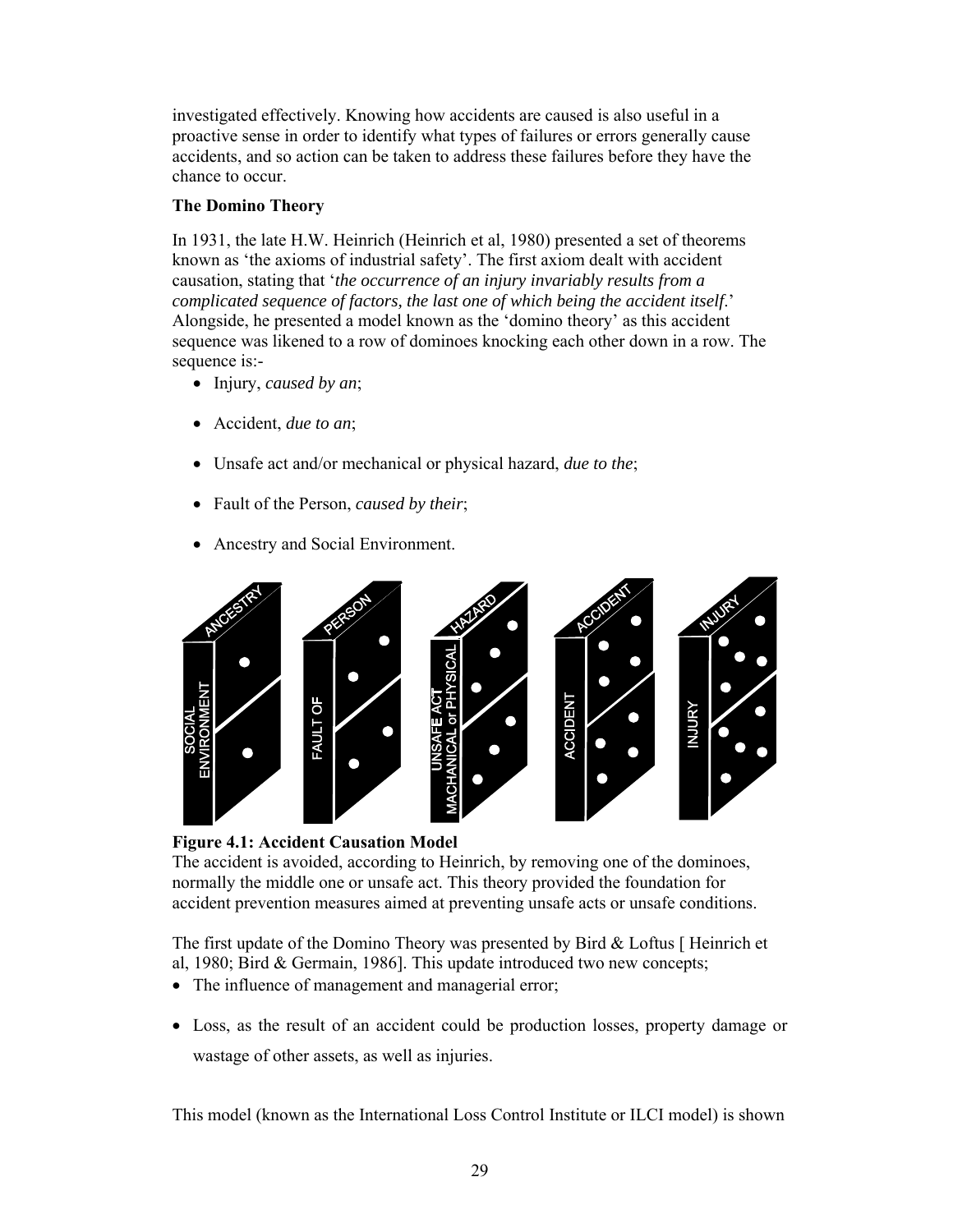investigated effectively. Knowing how accidents are caused is also useful in a proactive sense in order to identify what types of failures or errors generally cause accidents, and so action can be taken to address these failures before they have the chance to occur.

**The Domino Theory**

In 1931, the late H.W. Heinrich (Heinrich et al, 1980) presented a set of theorems known as 'the axioms of industrial safety'. The first axiom dealt with accident causation, stating that '*the occurrence of an injury invariably results from a complicated sequence of factors, the last one of which being the accident itself*.' Alongside, he presented a model known as the 'domino theory' as this accident sequence was likened to a row of dominoes knocking each other down in a row. The sequence is:-

- Injury, *caused by an*;
- Accident, *due to an*;
- Unsafe act and/or mechanical or physical hazard, *due to the*;
- Fault of the Person, *caused by their*;
- Ancestry and Social Environment.

**Figure 4.1: Accident Causation Model**

The accident is avoided, according to Heinrich, by removing one of the dominoes, normally the middle one or unsafe act. This theory provided the foundation for accident prevention measures aimed at preventing unsafe acts or unsafe conditions.

The first update of the Domino Theory was presented by Bird & Loftus [ Heinrich et al, 1980; Bird & Germain, 1986]. This update introduced two new concepts;

- The influence of management and managerial error;
- Loss, as the result of an accident could be production losses, property damage or wastage of other assets, as well as injuries.

This model (known as the International Loss Control Institute or ILCI model) is shown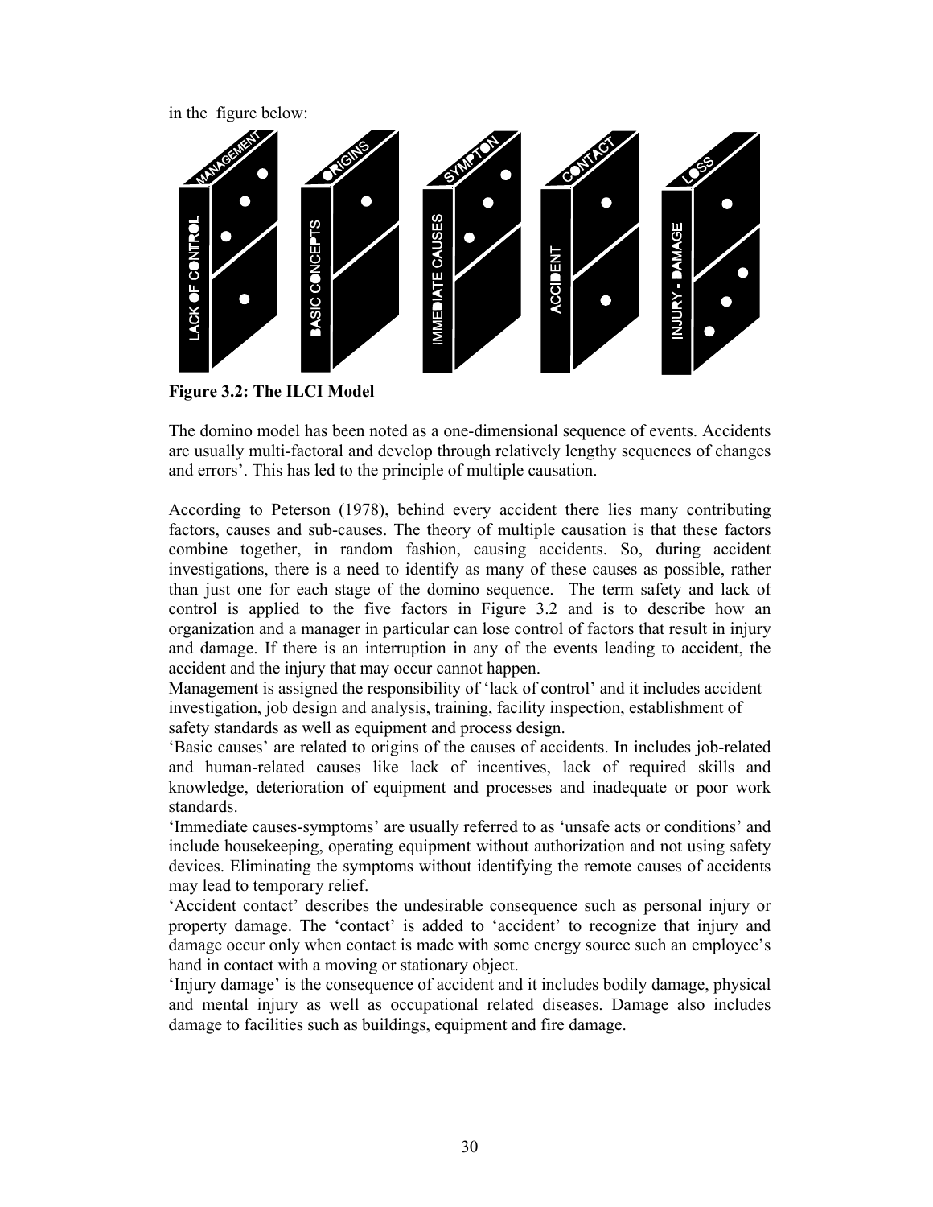in the figure below:

**Figure 3.2: The ILCI Model**

The domino model has been noted as a one-dimensional sequence of events. Accidents are usually multi-factoral and develop through relatively lengthy sequences of changes and errors'. This has led to the principle of multiple causation.

According to Peterson (1978), behind every accident there lies many contributing factors, causes and sub-causes. The theory of multiple causation is that these factors combine together, in random fashion, causing accidents. So, during accident investigations, there is a need to identify as many of these causes as possible, rather than just one for each stage of the domino sequence. The term safety and lack of control is applied to the five factors in Figure 3.2 and is to describe how an organization and a manager in particular can lose control of factors that result in injury and damage. If there is an interruption in any of the events leading to accident, the accident and the injury that may occur cannot happen.

Management is assigned the responsibility of 'lack of control' and it includes accident investigation, job design and analysis, training, facility inspection, establishment of safety standards as well as equipment and process design.

'Basic causes' are related to origins of the causes of accidents. In includes job-related and human-related causes like lack of incentives, lack of required skills and knowledge, deterioration of equipment and processes and inadequate or poor work standards.

'Immediate causes-symptoms' are usually referred to as 'unsafe acts or conditions' and include housekeeping, operating equipment without authorization and not using safety devices. Eliminating the symptoms without identifying the remote causes of accidents may lead to temporary relief.

'Accident contact' describes the undesirable consequence such as personal injury or property damage. The 'contact' is added to 'accident' to recognize that injury and damage occur only when contact is made with some energy source such an employee's hand in contact with a moving or stationary object.

'Injury damage' is the consequence of accident and it includes bodily damage, physical and mental injury as well as occupational related diseases. Damage also includes damage to facilities such as buildings, equipment and fire damage.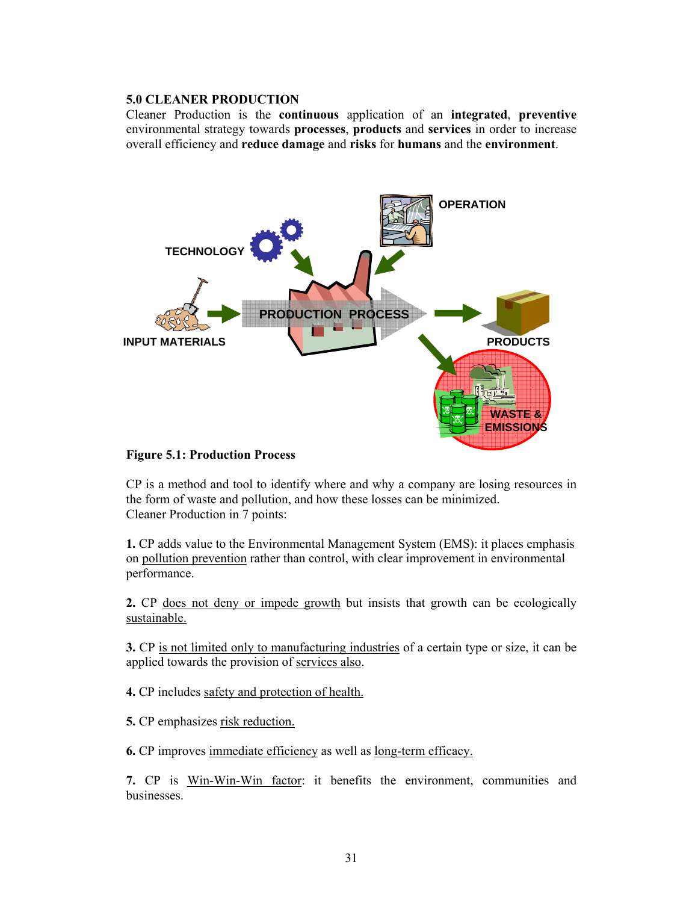## 5.0 CLEANER PRODUCTION

Cleaner Production is the **continuous** application of an **integrated**, **preventive** environmental strategy towards **processes**, **products** and **services** in order to increase overall efficiency and **reduce damage** and **risks** for **humans** and the **environment**.

**Figure 5.1: Production Process**

CP is a method and tool to identify where and why a company are losing resources in the form of waste and pollution, and how these losses can be minimized.
Cleaner Production in 7 points:

**1.** CP adds value to the Environmental Management System (EMS): it places emphasis on pollution prevention rather than control, with clear improvement in environmental performance.

**2.** CP does not deny or impede growth but insists that growth can be ecologically sustainable.

**3.** CP is not limited only to manufacturing industries of a certain type or size, it can be applied towards the provision of services also.

**4.** CP includes safety and protection of health.

**5.** CP emphasizes risk reduction.

**6.** CP improves immediate efficiency as well as long-term efficacy.

**7.** CP is Win-Win-Win factor: it benefits the environment, communities and businesses.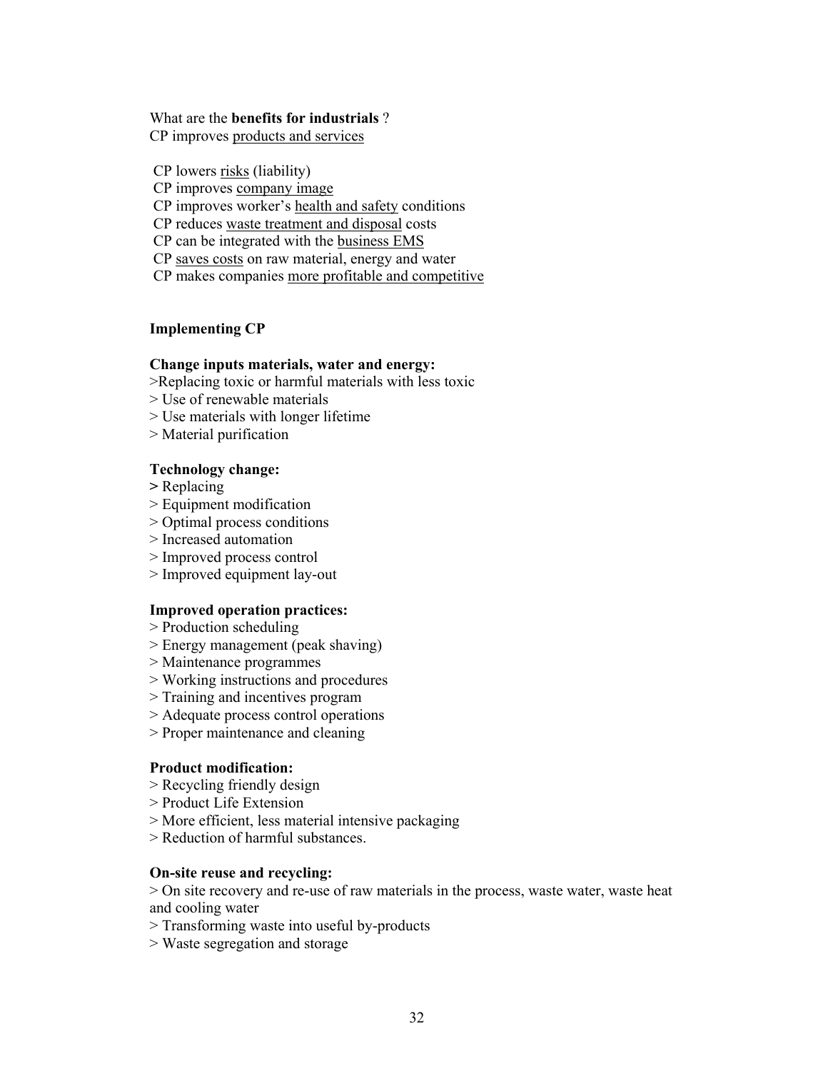What are the **benefits for industrials** ?
CP improves <u>products and services</u>

CP lowers <u>risks</u> (liability)
CP improves <u>company image</u>
CP improves worker's <u>health and safety</u> conditions
CP reduces <u>waste treatment and disposal</u> costs
CP can be integrated with the <u>business EMS</u>
CP <u>saves costs</u> on raw material, energy and water
CP makes companies <u>more profitable and competitive</u>

**Implementing CP**

**Change inputs materials, water and energy:**
>Replacing toxic or harmful materials with less toxic
> Use of renewable materials
> Use materials with longer lifetime
> Material purification

**Technology change:**
**>** Replacing
> Equipment modification
> Optimal process conditions
> Increased automation
> Improved process control
> Improved equipment lay-out

**Improved operation practices:**
> Production scheduling
> Energy management (peak shaving)
> Maintenance programmes
> Working instructions and procedures
> Training and incentives program
> Adequate process control operations
> Proper maintenance and cleaning

**Product modification:**
> Recycling friendly design
> Product Life Extension
> More efficient, less material intensive packaging
> Reduction of harmful substances.

**On-site reuse and recycling:**
> On site recovery and re-use of raw materials in the process, waste water, waste heat and cooling water
> Transforming waste into useful by-products
> Waste segregation and storage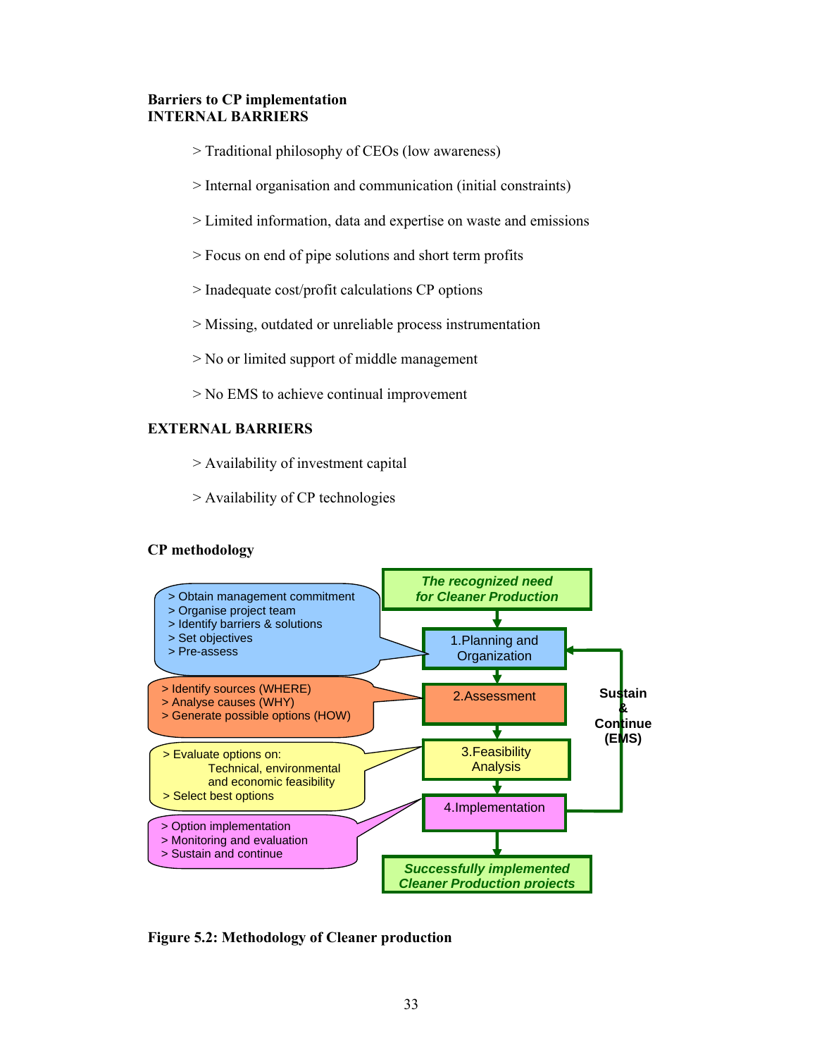**Barriers to CP implementation**
**INTERNAL BARRIERS**

> Traditional philosophy of CEOs (low awareness)

> Internal organisation and communication (initial constraints)

> Limited information, data and expertise on waste and emissions

> Focus on end of pipe solutions and short term profits

> Inadequate cost/profit calculations CP options

> Missing, outdated or unreliable process instrumentation

> No or limited support of middle management

> No EMS to achieve continual improvement

**EXTERNAL BARRIERS**

> Availability of investment capital

> Availability of CP technologies

**CP methodology**

*The recognized need for Cleaner Production*

1.Planning and Organization
> Obtain management commitment
> Organise project team
> Identify barriers & solutions
> Set objectives
> Pre-assess

2.Assessment
> Identify sources (WHERE)
> Analyse causes (WHY)
> Generate possible options (HOW)

3.Feasibility Analysis
> Evaluate options on:
Technical, environmental and economic feasibility
> Select best options

4.Implementation
> Option implementation
> Monitoring and evaluation
> Sustain and continue

Sustain & Continue (EMS)

*Successfully implemented Cleaner Production projects*

**Figure 5.2: Methodology of Cleaner production**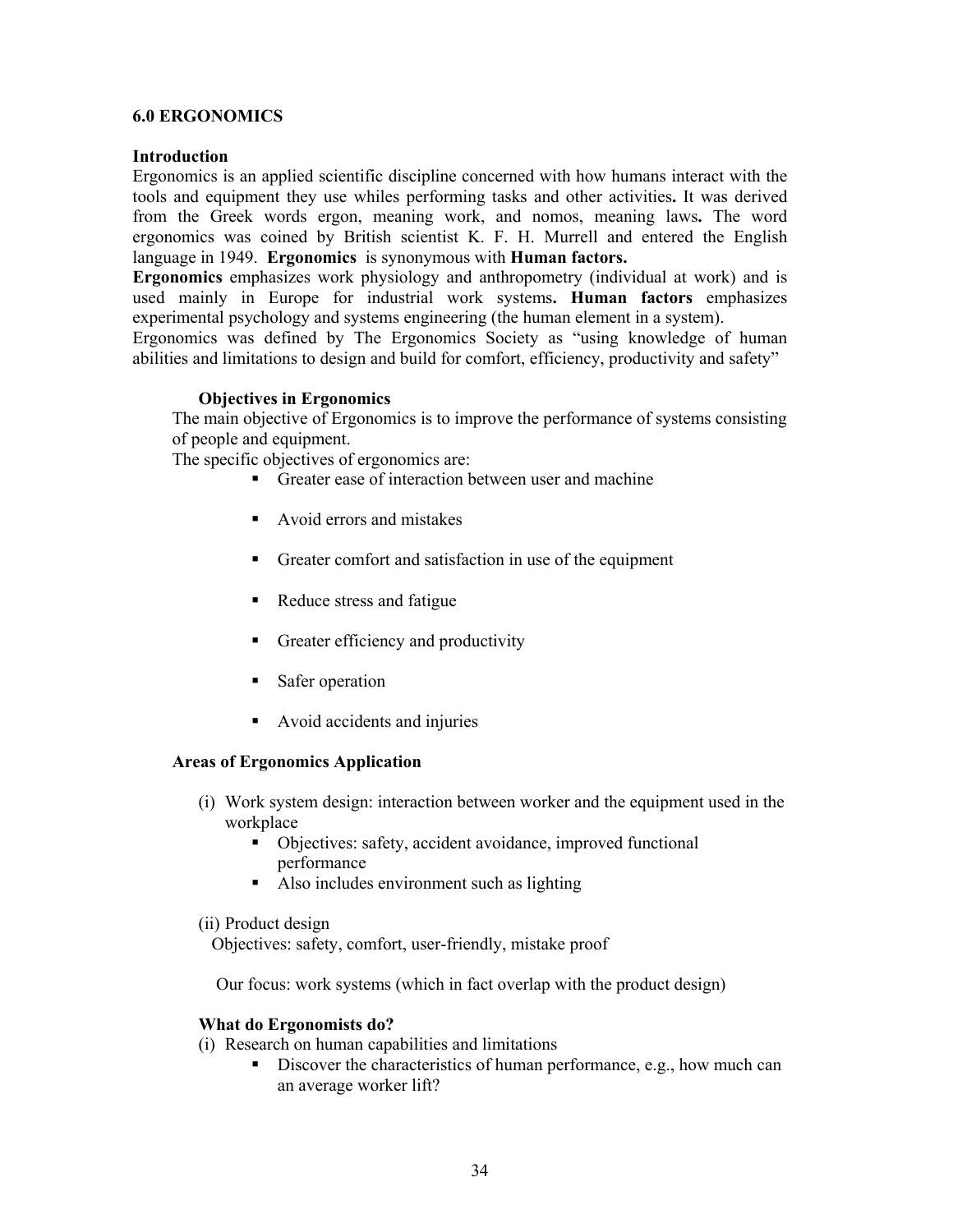## 6.0 ERGONOMICS

### Introduction

Ergonomics is an applied scientific discipline concerned with how humans interact with the tools and equipment they use whiles performing tasks and other activities**.** It was derived from the Greek words ergon, meaning work, and nomos, meaning laws**.** The word ergonomics was coined by British scientist K. F. H. Murrell and entered the English language in 1949. **Ergonomics** is synonymous with **Human factors.**

**Ergonomics** emphasizes work physiology and anthropometry (individual at work) and is used mainly in Europe for industrial work systems**. Human factors** emphasizes experimental psychology and systems engineering (the human element in a system).

Ergonomics was defined by The Ergonomics Society as "using knowledge of human abilities and limitations to design and build for comfort, efficiency, productivity and safety"

#### Objectives in Ergonomics

The main objective of Ergonomics is to improve the performance of systems consisting of people and equipment.

The specific objectives of ergonomics are:

- Greater ease of interaction between user and machine
- Avoid errors and mistakes
- Greater comfort and satisfaction in use of the equipment
- Reduce stress and fatigue
- Greater efficiency and productivity
- Safer operation
- Avoid accidents and injuries

#### Areas of Ergonomics Application

(i) Work system design: interaction between worker and the equipment used in the workplace
  - Objectives: safety, accident avoidance, improved functional performance
  - Also includes environment such as lighting

(ii) Product design
  Objectives: safety, comfort, user-friendly, mistake proof

  Our focus: work systems (which in fact overlap with the product design)

#### What do Ergonomists do?

(i) Research on human capabilities and limitations
  - Discover the characteristics of human performance, e.g., how much can an average worker lift?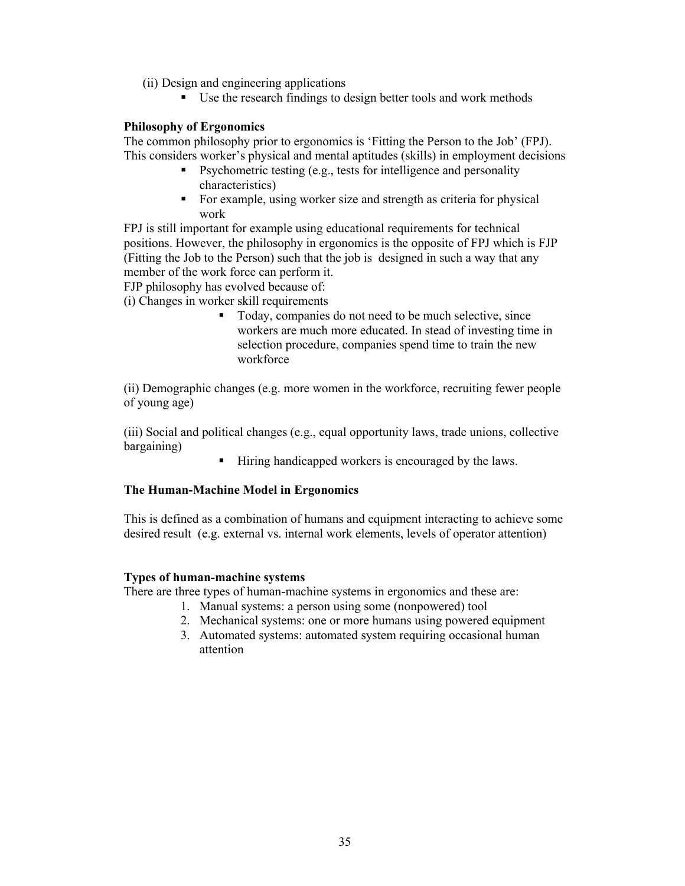(ii) Design and engineering applications

- Use the research findings to design better tools and work methods

**Philosophy of Ergonomics**

The common philosophy prior to ergonomics is 'Fitting the Person to the Job' (FPJ). This considers worker's physical and mental aptitudes (skills) in employment decisions

- Psychometric testing (e.g., tests for intelligence and personality characteristics)
- For example, using worker size and strength as criteria for physical work

FPJ is still important for example using educational requirements for technical positions. However, the philosophy in ergonomics is the opposite of FPJ which is FJP (Fitting the Job to the Person) such that the job is designed in such a way that any member of the work force can perform it.

FJP philosophy has evolved because of:

(i) Changes in worker skill requirements

- Today, companies do not need to be much selective, since workers are much more educated. In stead of investing time in selection procedure, companies spend time to train the new workforce

(ii) Demographic changes (e.g. more women in the workforce, recruiting fewer people of young age)

(iii) Social and political changes (e.g., equal opportunity laws, trade unions, collective bargaining)

- Hiring handicapped workers is encouraged by the laws.

**The Human-Machine Model in Ergonomics**

This is defined as a combination of humans and equipment interacting to achieve some desired result (e.g. external vs. internal work elements, levels of operator attention)

**Types of human-machine systems**

There are three types of human-machine systems in ergonomics and these are:

1. Manual systems: a person using some (nonpowered) tool
2. Mechanical systems: one or more humans using powered equipment
3. Automated systems: automated system requiring occasional human attention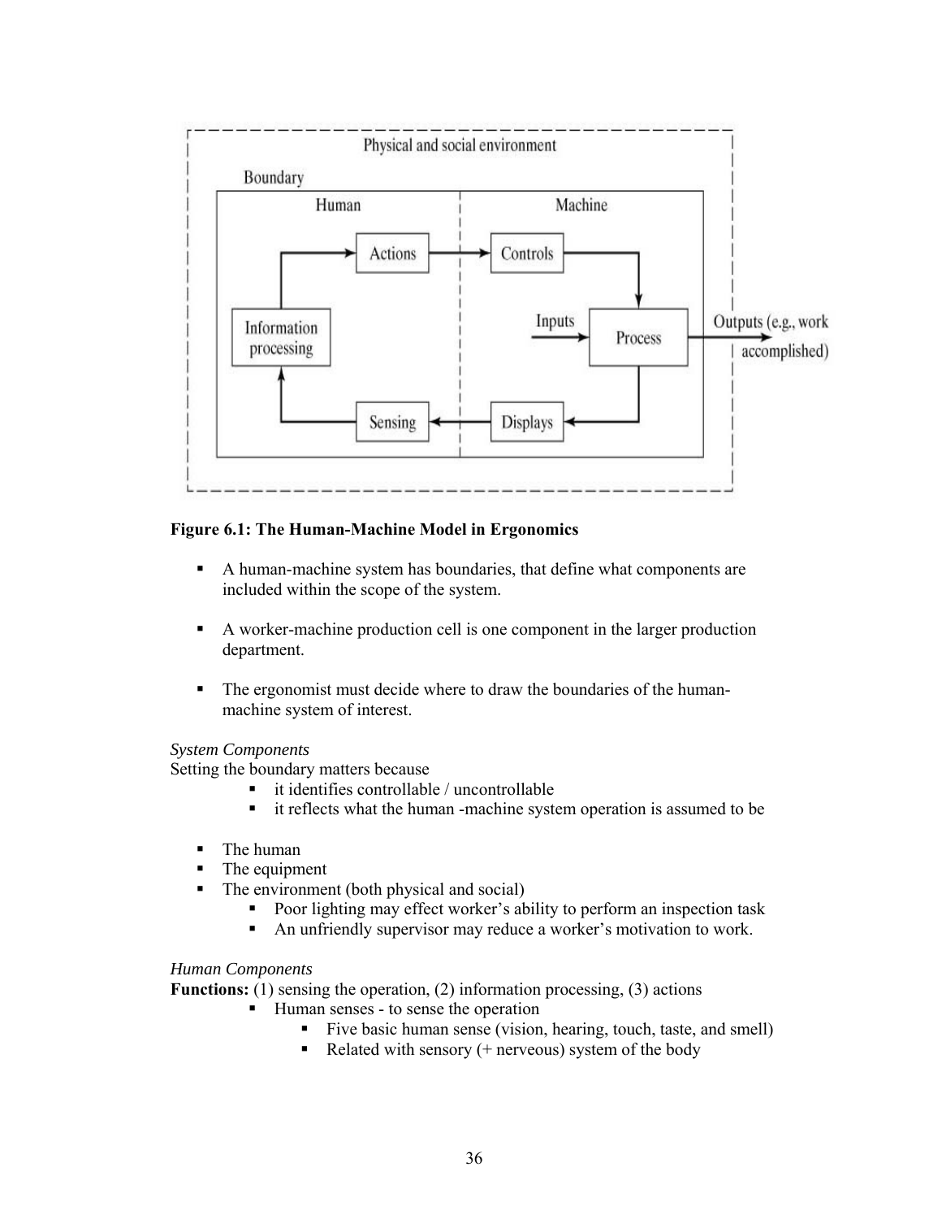**Figure 6.1: The Human-Machine Model in Ergonomics**

- A human-machine system has boundaries, that define what components are included within the scope of the system.
- A worker-machine production cell is one component in the larger production department.
- The ergonomist must decide where to draw the boundaries of the human-machine system of interest.

*System Components*

Setting the boundary matters because

- it identifies controllable / uncontrollable
- it reflects what the human -machine system operation is assumed to be

- The human
- The equipment
- The environment (both physical and social)
  - Poor lighting may effect worker's ability to perform an inspection task
  - An unfriendly supervisor may reduce a worker's motivation to work.

*Human Components*

**Functions:** (1) sensing the operation, (2) information processing, (3) actions

- Human senses - to sense the operation
  - Five basic human sense (vision, hearing, touch, taste, and smell)
  - Related with sensory (+ nerveous) system of the body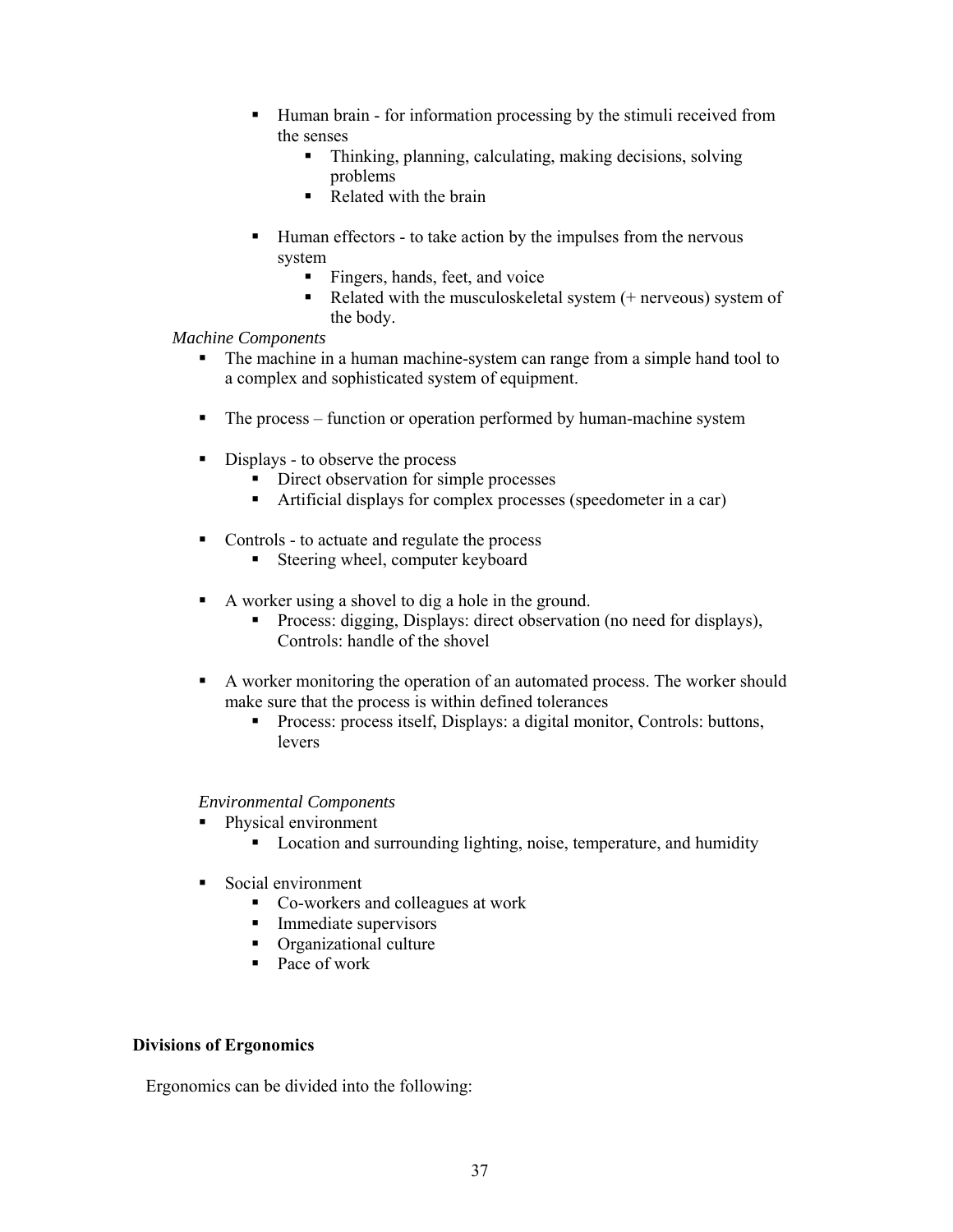- Human brain - for information processing by the stimuli received from the senses
    - Thinking, planning, calculating, making decisions, solving problems
    - Related with the brain

- Human effectors - to take action by the impulses from the nervous system
    - Fingers, hands, feet, and voice
    - Related with the musculoskeletal system (+ nerveous) system of the body.

*Machine Components*

- The machine in a human machine-system can range from a simple hand tool to a complex and sophisticated system of equipment.

- The process – function or operation performed by human-machine system

- Displays - to observe the process
    - Direct observation for simple processes
    - Artificial displays for complex processes (speedometer in a car)

- Controls - to actuate and regulate the process
    - Steering wheel, computer keyboard

- A worker using a shovel to dig a hole in the ground.
    - Process: digging, Displays: direct observation (no need for displays), Controls: handle of the shovel

- A worker monitoring the operation of an automated process. The worker should make sure that the process is within defined tolerances
    - Process: process itself, Displays: a digital monitor, Controls: buttons, levers

*Environmental Components*

- Physical environment
    - Location and surrounding lighting, noise, temperature, and humidity

- Social environment
    - Co-workers and colleagues at work
    - Immediate supervisors
    - Organizational culture
    - Pace of work

**Divisions of Ergonomics**

Ergonomics can be divided into the following: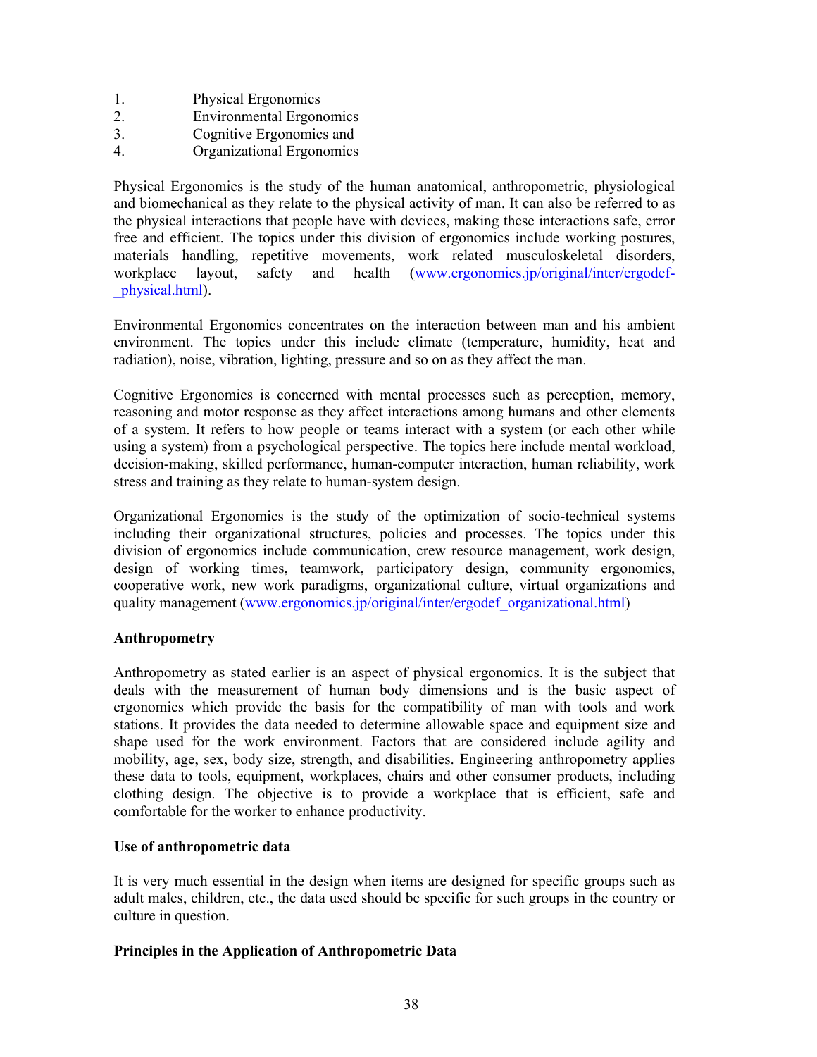1. Physical Ergonomics
2. Environmental Ergonomics
3. Cognitive Ergonomics and
4. Organizational Ergonomics

Physical Ergonomics is the study of the human anatomical, anthropometric, physiological and biomechanical as they relate to the physical activity of man. It can also be referred to as the physical interactions that people have with devices, making these interactions safe, error free and efficient. The topics under this division of ergonomics include working postures, materials handling, repetitive movements, work related musculoskeletal disorders, workplace layout, safety and health (www.ergonomics.jp/original/inter/ergodef-_physical.html).

Environmental Ergonomics concentrates on the interaction between man and his ambient environment. The topics under this include climate (temperature, humidity, heat and radiation), noise, vibration, lighting, pressure and so on as they affect the man.

Cognitive Ergonomics is concerned with mental processes such as perception, memory, reasoning and motor response as they affect interactions among humans and other elements of a system. It refers to how people or teams interact with a system (or each other while using a system) from a psychological perspective. The topics here include mental workload, decision-making, skilled performance, human-computer interaction, human reliability, work stress and training as they relate to human-system design.

Organizational Ergonomics is the study of the optimization of socio-technical systems including their organizational structures, policies and processes. The topics under this division of ergonomics include communication, crew resource management, work design, design of working times, teamwork, participatory design, community ergonomics, cooperative work, new work paradigms, organizational culture, virtual organizations and quality management (www.ergonomics.jp/original/inter/ergodef_organizational.html)

**Anthropometry**

Anthropometry as stated earlier is an aspect of physical ergonomics. It is the subject that deals with the measurement of human body dimensions and is the basic aspect of ergonomics which provide the basis for the compatibility of man with tools and work stations. It provides the data needed to determine allowable space and equipment size and shape used for the work environment. Factors that are considered include agility and mobility, age, sex, body size, strength, and disabilities. Engineering anthropometry applies these data to tools, equipment, workplaces, chairs and other consumer products, including clothing design. The objective is to provide a workplace that is efficient, safe and comfortable for the worker to enhance productivity.

**Use of anthropometric data**

It is very much essential in the design when items are designed for specific groups such as adult males, children, etc., the data used should be specific for such groups in the country or culture in question.

**Principles in the Application of Anthropometric Data**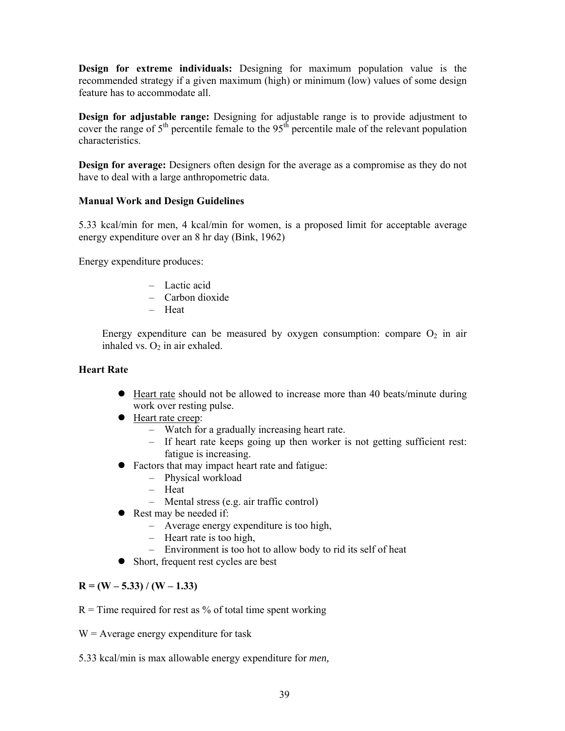**Design for extreme individuals:** Designing for maximum population value is the recommended strategy if a given maximum (high) or minimum (low) values of some design feature has to accommodate all.

**Design for adjustable range:** Designing for adjustable range is to provide adjustment to cover the range of 5th percentile female to the 95th percentile male of the relevant population characteristics.

**Design for average:** Designers often design for the average as a compromise as they do not have to deal with a large anthropometric data.

**Manual Work and Design Guidelines**

5.33 kcal/min for men, 4 kcal/min for women, is a proposed limit for acceptable average energy expenditure over an 8 hr day (Bink, 1962)

Energy expenditure produces:

- Lactic acid
- Carbon dioxide
- Heat

Energy expenditure can be measured by oxygen consumption: compare $O_2$ in air inhaled vs. $O_2$ in air exhaled.

**Heart Rate**

- Heart rate should not be allowed to increase more than 40 beats/minute during work over resting pulse.
- Heart rate creep:
  - Watch for a gradually increasing heart rate.
  - If heart rate keeps going up then worker is not getting sufficient rest: fatigue is increasing.
- Factors that may impact heart rate and fatigue:
  - Physical workload
  - Heat
  - Mental stress (e.g. air traffic control)
- Rest may be needed if:
  - Average energy expenditure is too high,
  - Heart rate is too high,
  - Environment is too hot to allow body to rid its self of heat
- Short, frequent rest cycles are best

$$\mathbf{R = (W - 5.33) / (W - 1.33)}$$

R = Time required for rest as % of total time spent working

W = Average energy expenditure for task

5.33 kcal/min is max allowable energy expenditure for *men,*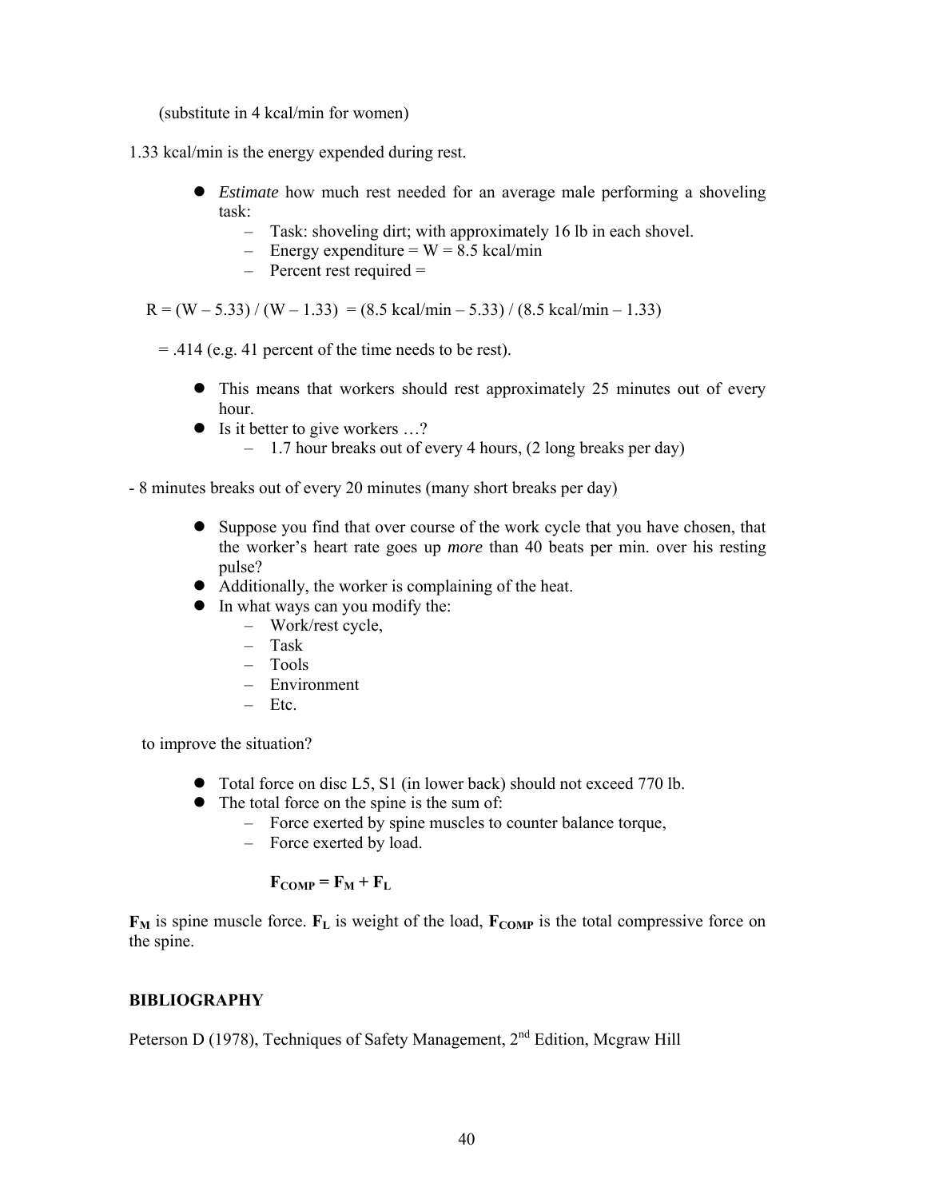(substitute in 4 kcal/min for women)

1.33 kcal/min is the energy expended during rest.

- *Estimate* how much rest needed for an average male performing a shoveling task:
  - Task: shoveling dirt; with approximately 16 lb in each shovel.
  - Energy expenditure = W = 8.5 kcal/min
  - Percent rest required =

$$R = (W - 5.33) / (W - 1.33) = (8.5 \text{ kcal/min} - 5.33) / (8.5 \text{ kcal/min} - 1.33)$$

= .414 (e.g. 41 percent of the time needs to be rest).

- This means that workers should rest approximately 25 minutes out of every hour.
- Is it better to give workers …?
  - 1.7 hour breaks out of every 4 hours, (2 long breaks per day)

- 8 minutes breaks out of every 20 minutes (many short breaks per day)

- Suppose you find that over course of the work cycle that you have chosen, that the worker's heart rate goes up *more* than 40 beats per min. over his resting pulse?
- Additionally, the worker is complaining of the heat.
- In what ways can you modify the:
  - Work/rest cycle,
  - Task
  - Tools
  - Environment
  - Etc.

to improve the situation?

- Total force on disc L5, S1 (in lower back) should not exceed 770 lb.
- The total force on the spine is the sum of:
  - Force exerted by spine muscles to counter balance torque,
  - Force exerted by load.

$$\mathbf{F_{COMP} = F_M + F_L}$$

$\mathbf{F_M}$ is spine muscle force. $\mathbf{F_L}$ is weight of the load, $\mathbf{F_{COMP}}$ is the total compressive force on the spine.

## BIBLIOGRAPHY

Peterson D (1978), Techniques of Safety Management, 2nd Edition, Mcgraw Hill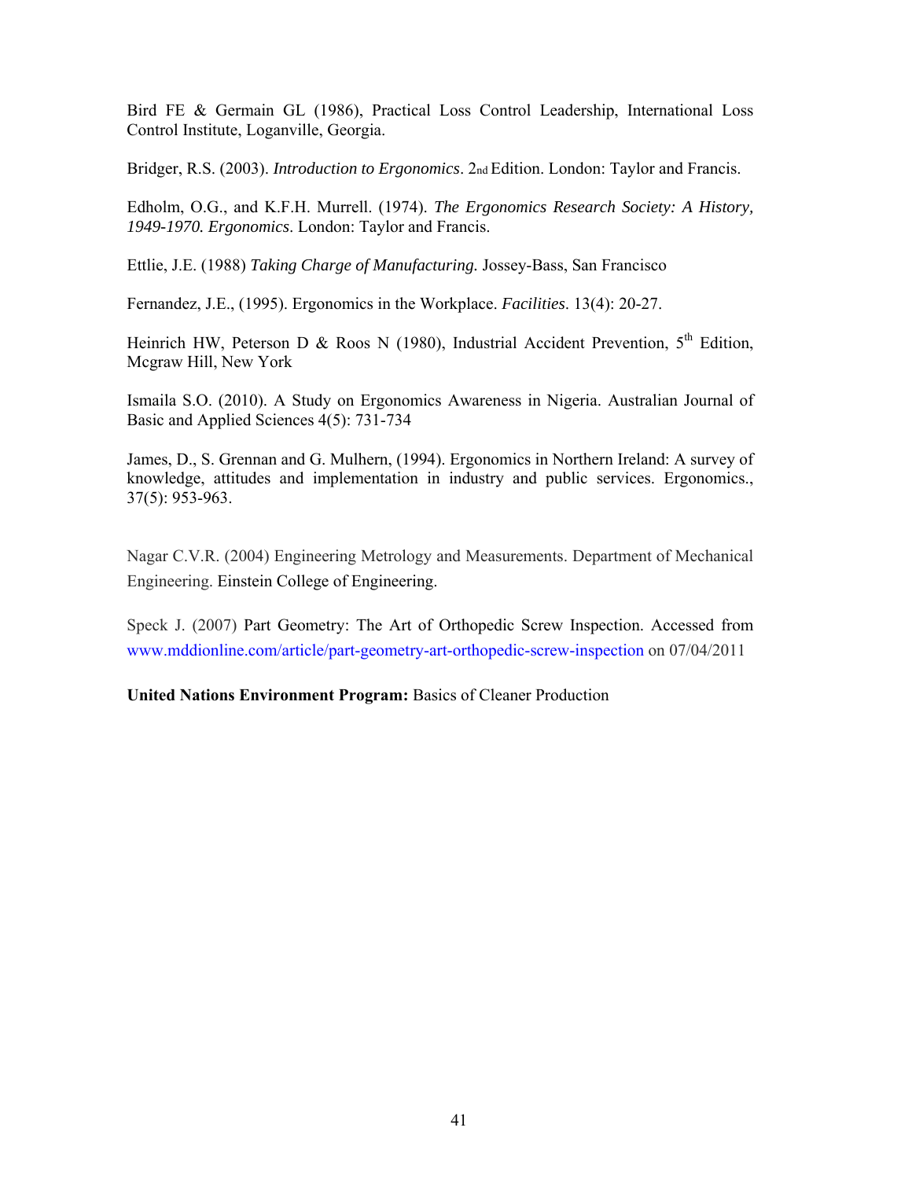Bird FE & Germain GL (1986), Practical Loss Control Leadership, International Loss Control Institute, Loganville, Georgia.

Bridger, R.S. (2003). *Introduction to Ergonomics*. 2nd Edition. London: Taylor and Francis.

Edholm, O.G., and K.F.H. Murrell. (1974). *The Ergonomics Research Society: A History, 1949-1970. Ergonomics*. London: Taylor and Francis.

Ettlie, J.E. (1988) *Taking Charge of Manufacturing.* Jossey-Bass, San Francisco

Fernandez, J.E., (1995). Ergonomics in the Workplace. *Facilities*. 13(4): 20-27.

Heinrich HW, Peterson D & Roos N (1980), Industrial Accident Prevention, 5th Edition, Mcgraw Hill, New York

Ismaila S.O. (2010). A Study on Ergonomics Awareness in Nigeria. Australian Journal of Basic and Applied Sciences 4(5): 731-734

James, D., S. Grennan and G. Mulhern, (1994). Ergonomics in Northern Ireland: A survey of knowledge, attitudes and implementation in industry and public services. Ergonomics., 37(5): 953-963.

Nagar C.V.R. (2004) Engineering Metrology and Measurements. Department of Mechanical Engineering. Einstein College of Engineering.

Speck J. (2007) Part Geometry: The Art of Orthopedic Screw Inspection. Accessed from www.mddionline.com/article/part-geometry-art-orthopedic-screw-inspection on 07/04/2011

**United Nations Environment Program:** Basics of Cleaner Production